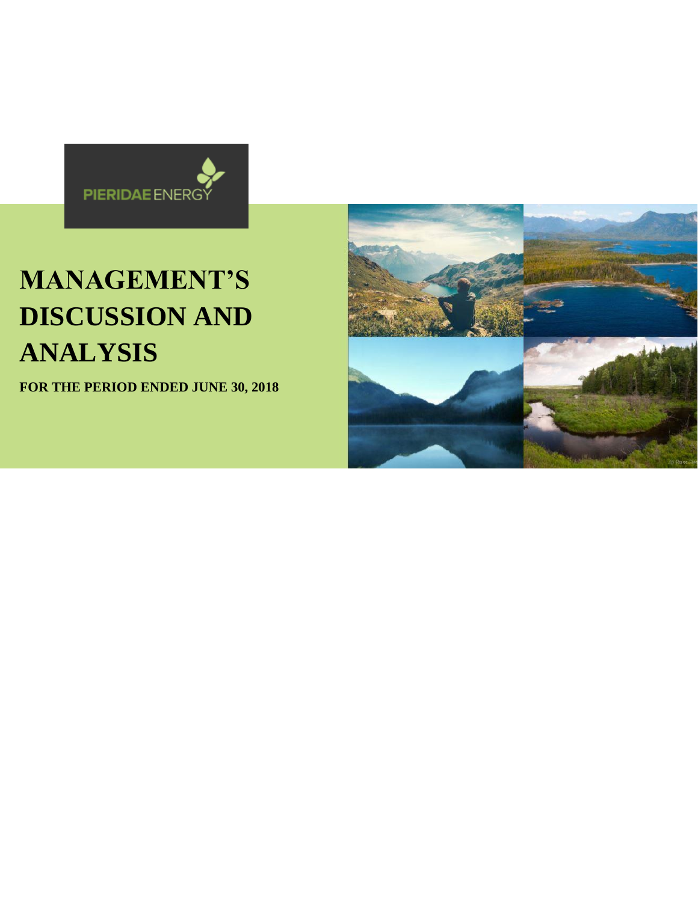PIERIDAE ENERGY

# MANAGEMENT'S DISCUSSION AND ANALYSIS

**FOR THE PERIOD ENDED JUNE 30, 2018**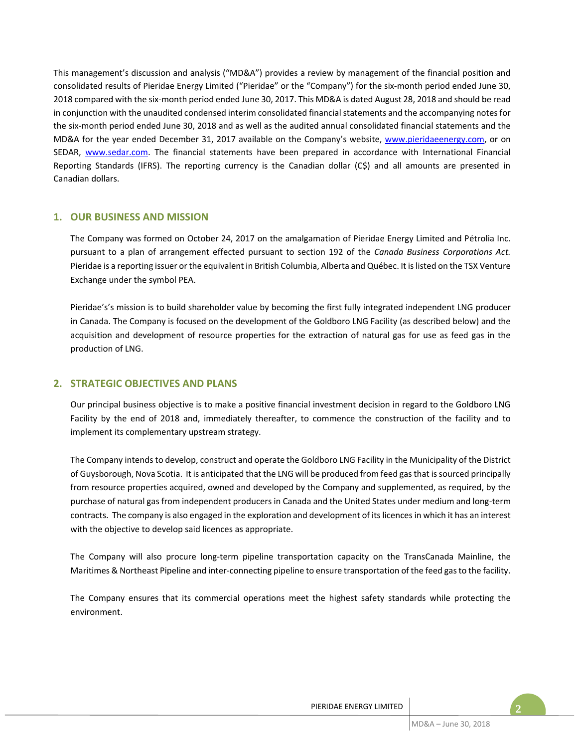This management's discussion and analysis ("MD&A") provides a review by management of the financial position and consolidated results of Pieridae Energy Limited ("Pieridae" or the "Company") for the six-month period ended June 30, 2018 compared with the six-month period ended June 30, 2017. This MD&A is dated August 28, 2018 and should be read in conjunction with the unaudited condensed interim consolidated financial statements and the accompanying notes for the six-month period ended June 30, 2018 and as well as the audited annual consolidated financial statements and the MD&A for the year ended December 31, 2017 available on the Company's website, www.pieridaeenergy.com, or on SEDAR, www.sedar.com. The financial statements have been prepared in accordance with International Financial Reporting Standards (IFRS). The reporting currency is the Canadian dollar (C$) and all amounts are presented in Canadian dollars.

## 1. OUR BUSINESS AND MISSION

The Company was formed on October 24, 2017 on the amalgamation of Pieridae Energy Limited and Pétrolia Inc. pursuant to a plan of arrangement effected pursuant to section 192 of the *Canada Business Corporations Act.* Pieridae is a reporting issuer or the equivalent in British Columbia, Alberta and Québec. It is listed on the TSX Venture Exchange under the symbol PEA.

Pieridae's's mission is to build shareholder value by becoming the first fully integrated independent LNG producer in Canada. The Company is focused on the development of the Goldboro LNG Facility (as described below) and the acquisition and development of resource properties for the extraction of natural gas for use as feed gas in the production of LNG.

## 2. STRATEGIC OBJECTIVES AND PLANS

Our principal business objective is to make a positive financial investment decision in regard to the Goldboro LNG Facility by the end of 2018 and, immediately thereafter, to commence the construction of the facility and to implement its complementary upstream strategy.

The Company intends to develop, construct and operate the Goldboro LNG Facility in the Municipality of the District of Guysborough, Nova Scotia. It is anticipated that the LNG will be produced from feed gas that is sourced principally from resource properties acquired, owned and developed by the Company and supplemented, as required, by the purchase of natural gas from independent producers in Canada and the United States under medium and long-term contracts. The company is also engaged in the exploration and development of its licences in which it has an interest with the objective to develop said licences as appropriate.

The Company will also procure long-term pipeline transportation capacity on the TransCanada Mainline, the Maritimes & Northeast Pipeline and inter-connecting pipeline to ensure transportation of the feed gas to the facility.

The Company ensures that its commercial operations meet the highest safety standards while protecting the environment.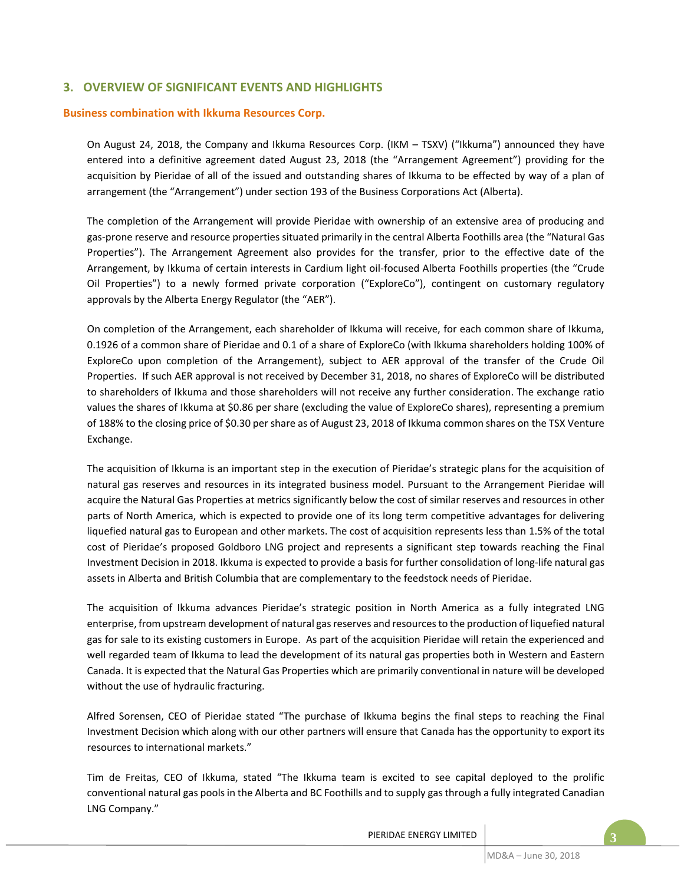## 3. OVERVIEW OF SIGNIFICANT EVENTS AND HIGHLIGHTS

### Business combination with Ikkuma Resources Corp.

On August 24, 2018, the Company and Ikkuma Resources Corp. (IKM – TSXV) (“Ikkuma”) announced they have entered into a definitive agreement dated August 23, 2018 (the “Arrangement Agreement”) providing for the acquisition by Pieridae of all of the issued and outstanding shares of Ikkuma to be effected by way of a plan of arrangement (the “Arrangement”) under section 193 of the Business Corporations Act (Alberta).

The completion of the Arrangement will provide Pieridae with ownership of an extensive area of producing and gas-prone reserve and resource properties situated primarily in the central Alberta Foothills area (the “Natural Gas Properties”). The Arrangement Agreement also provides for the transfer, prior to the effective date of the Arrangement, by Ikkuma of certain interests in Cardium light oil-focused Alberta Foothills properties (the “Crude Oil Properties”) to a newly formed private corporation (“ExploreCo”), contingent on customary regulatory approvals by the Alberta Energy Regulator (the “AER”).

On completion of the Arrangement, each shareholder of Ikkuma will receive, for each common share of Ikkuma, 0.1926 of a common share of Pieridae and 0.1 of a share of ExploreCo (with Ikkuma shareholders holding 100% of ExploreCo upon completion of the Arrangement), subject to AER approval of the transfer of the Crude Oil Properties. If such AER approval is not received by December 31, 2018, no shares of ExploreCo will be distributed to shareholders of Ikkuma and those shareholders will not receive any further consideration. The exchange ratio values the shares of Ikkuma at $0.86 per share (excluding the value of ExploreCo shares), representing a premium of 188% to the closing price of $0.30 per share as of August 23, 2018 of Ikkuma common shares on the TSX Venture Exchange.

The acquisition of Ikkuma is an important step in the execution of Pieridae’s strategic plans for the acquisition of natural gas reserves and resources in its integrated business model. Pursuant to the Arrangement Pieridae will acquire the Natural Gas Properties at metrics significantly below the cost of similar reserves and resources in other parts of North America, which is expected to provide one of its long term competitive advantages for delivering liquefied natural gas to European and other markets. The cost of acquisition represents less than 1.5% of the total cost of Pieridae’s proposed Goldboro LNG project and represents a significant step towards reaching the Final Investment Decision in 2018. Ikkuma is expected to provide a basis for further consolidation of long-life natural gas assets in Alberta and British Columbia that are complementary to the feedstock needs of Pieridae.

The acquisition of Ikkuma advances Pieridae’s strategic position in North America as a fully integrated LNG enterprise, from upstream development of natural gas reserves and resources to the production of liquefied natural gas for sale to its existing customers in Europe. As part of the acquisition Pieridae will retain the experienced and well regarded team of Ikkuma to lead the development of its natural gas properties both in Western and Eastern Canada. It is expected that the Natural Gas Properties which are primarily conventional in nature will be developed without the use of hydraulic fracturing.

Alfred Sorensen, CEO of Pieridae stated “The purchase of Ikkuma begins the final steps to reaching the Final Investment Decision which along with our other partners will ensure that Canada has the opportunity to export its resources to international markets.”

Tim de Freitas, CEO of Ikkuma, stated “The Ikkuma team is excited to see capital deployed to the prolific conventional natural gas pools in the Alberta and BC Foothills and to supply gas through a fully integrated Canadian LNG Company.”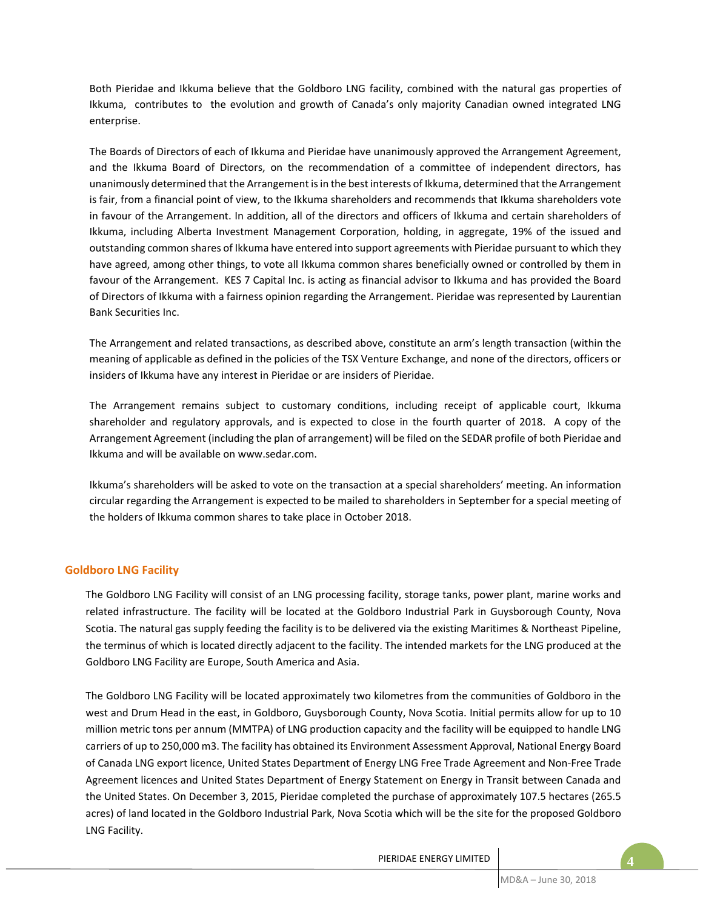Both Pieridae and Ikkuma believe that the Goldboro LNG facility, combined with the natural gas properties of Ikkuma, contributes to the evolution and growth of Canada's only majority Canadian owned integrated LNG enterprise.

The Boards of Directors of each of Ikkuma and Pieridae have unanimously approved the Arrangement Agreement, and the Ikkuma Board of Directors, on the recommendation of a committee of independent directors, has unanimously determined that the Arrangement is in the best interests of Ikkuma, determined that the Arrangement is fair, from a financial point of view, to the Ikkuma shareholders and recommends that Ikkuma shareholders vote in favour of the Arrangement. In addition, all of the directors and officers of Ikkuma and certain shareholders of Ikkuma, including Alberta Investment Management Corporation, holding, in aggregate, 19% of the issued and outstanding common shares of Ikkuma have entered into support agreements with Pieridae pursuant to which they have agreed, among other things, to vote all Ikkuma common shares beneficially owned or controlled by them in favour of the Arrangement. KES 7 Capital Inc. is acting as financial advisor to Ikkuma and has provided the Board of Directors of Ikkuma with a fairness opinion regarding the Arrangement. Pieridae was represented by Laurentian Bank Securities Inc.

The Arrangement and related transactions, as described above, constitute an arm's length transaction (within the meaning of applicable as defined in the policies of the TSX Venture Exchange, and none of the directors, officers or insiders of Ikkuma have any interest in Pieridae or are insiders of Pieridae.

The Arrangement remains subject to customary conditions, including receipt of applicable court, Ikkuma shareholder and regulatory approvals, and is expected to close in the fourth quarter of 2018. A copy of the Arrangement Agreement (including the plan of arrangement) will be filed on the SEDAR profile of both Pieridae and Ikkuma and will be available on www.sedar.com.

Ikkuma's shareholders will be asked to vote on the transaction at a special shareholders' meeting. An information circular regarding the Arrangement is expected to be mailed to shareholders in September for a special meeting of the holders of Ikkuma common shares to take place in October 2018.

## Goldboro LNG Facility

The Goldboro LNG Facility will consist of an LNG processing facility, storage tanks, power plant, marine works and related infrastructure. The facility will be located at the Goldboro Industrial Park in Guysborough County, Nova Scotia. The natural gas supply feeding the facility is to be delivered via the existing Maritimes & Northeast Pipeline, the terminus of which is located directly adjacent to the facility. The intended markets for the LNG produced at the Goldboro LNG Facility are Europe, South America and Asia.

The Goldboro LNG Facility will be located approximately two kilometres from the communities of Goldboro in the west and Drum Head in the east, in Goldboro, Guysborough County, Nova Scotia. Initial permits allow for up to 10 million metric tons per annum (MMTPA) of LNG production capacity and the facility will be equipped to handle LNG carriers of up to 250,000 m3. The facility has obtained its Environment Assessment Approval, National Energy Board of Canada LNG export licence, United States Department of Energy LNG Free Trade Agreement and Non-Free Trade Agreement licences and United States Department of Energy Statement on Energy in Transit between Canada and the United States. On December 3, 2015, Pieridae completed the purchase of approximately 107.5 hectares (265.5 acres) of land located in the Goldboro Industrial Park, Nova Scotia which will be the site for the proposed Goldboro LNG Facility.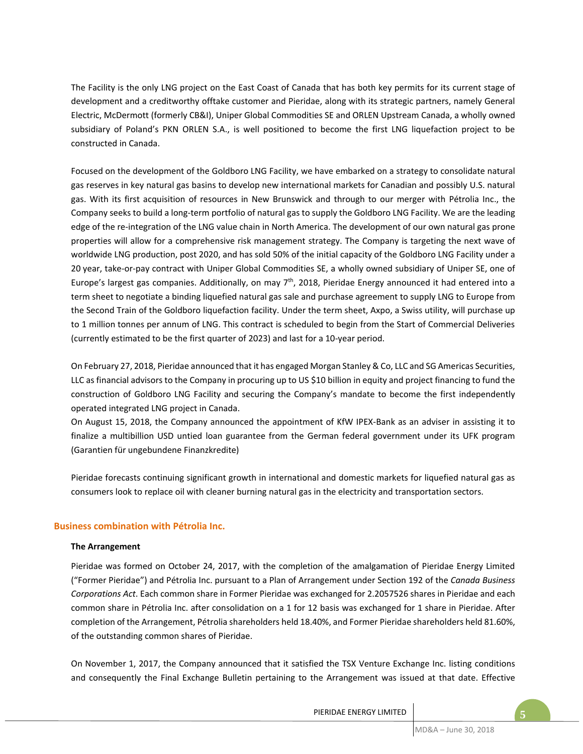The Facility is the only LNG project on the East Coast of Canada that has both key permits for its current stage of development and a creditworthy offtake customer and Pieridae, along with its strategic partners, namely General Electric, McDermott (formerly CB&I), Uniper Global Commodities SE and ORLEN Upstream Canada, a wholly owned subsidiary of Poland's PKN ORLEN S.A., is well positioned to become the first LNG liquefaction project to be constructed in Canada.

Focused on the development of the Goldboro LNG Facility, we have embarked on a strategy to consolidate natural gas reserves in key natural gas basins to develop new international markets for Canadian and possibly U.S. natural gas. With its first acquisition of resources in New Brunswick and through to our merger with Pétrolia Inc., the Company seeks to build a long-term portfolio of natural gas to supply the Goldboro LNG Facility. We are the leading edge of the re-integration of the LNG value chain in North America. The development of our own natural gas prone properties will allow for a comprehensive risk management strategy. The Company is targeting the next wave of worldwide LNG production, post 2020, and has sold 50% of the initial capacity of the Goldboro LNG Facility under a 20 year, take-or-pay contract with Uniper Global Commodities SE, a wholly owned subsidiary of Uniper SE, one of Europe's largest gas companies. Additionally, on may 7th, 2018, Pieridae Energy announced it had entered into a term sheet to negotiate a binding liquefied natural gas sale and purchase agreement to supply LNG to Europe from the Second Train of the Goldboro liquefaction facility. Under the term sheet, Axpo, a Swiss utility, will purchase up to 1 million tonnes per annum of LNG. This contract is scheduled to begin from the Start of Commercial Deliveries (currently estimated to be the first quarter of 2023) and last for a 10-year period.

On February 27, 2018, Pieridae announced that it has engaged Morgan Stanley & Co, LLC and SG Americas Securities, LLC as financial advisors to the Company in procuring up to US $10 billion in equity and project financing to fund the construction of Goldboro LNG Facility and securing the Company's mandate to become the first independently operated integrated LNG project in Canada.

On August 15, 2018, the Company announced the appointment of KfW IPEX-Bank as an adviser in assisting it to finalize a multibillion USD untied loan guarantee from the German federal government under its UFK program (Garantien für ungebundene Finanzkredite)

Pieridae forecasts continuing significant growth in international and domestic markets for liquefied natural gas as consumers look to replace oil with cleaner burning natural gas in the electricity and transportation sectors.

## Business combination with Pétrolia Inc.

### The Arrangement

Pieridae was formed on October 24, 2017, with the completion of the amalgamation of Pieridae Energy Limited ("Former Pieridae") and Pétrolia Inc. pursuant to a Plan of Arrangement under Section 192 of the *Canada Business Corporations Act*. Each common share in Former Pieridae was exchanged for 2.2057526 shares in Pieridae and each common share in Pétrolia Inc. after consolidation on a 1 for 12 basis was exchanged for 1 share in Pieridae. After completion of the Arrangement, Pétrolia shareholders held 18.40%, and Former Pieridae shareholders held 81.60%, of the outstanding common shares of Pieridae.

On November 1, 2017, the Company announced that it satisfied the TSX Venture Exchange Inc. listing conditions and consequently the Final Exchange Bulletin pertaining to the Arrangement was issued at that date. Effective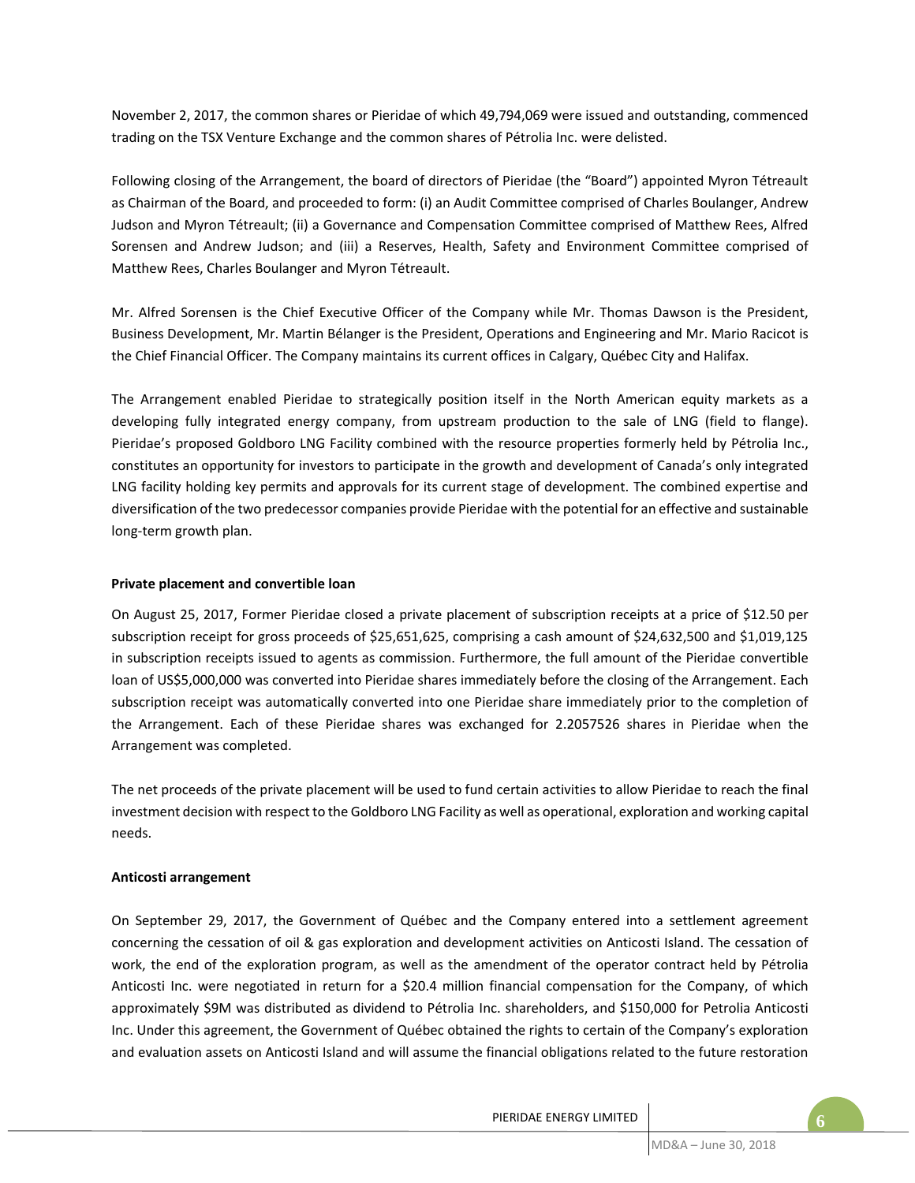November 2, 2017, the common shares or Pieridae of which 49,794,069 were issued and outstanding, commenced trading on the TSX Venture Exchange and the common shares of Pétrolia Inc. were delisted.

Following closing of the Arrangement, the board of directors of Pieridae (the "Board") appointed Myron Tétreault as Chairman of the Board, and proceeded to form: (i) an Audit Committee comprised of Charles Boulanger, Andrew Judson and Myron Tétreault; (ii) a Governance and Compensation Committee comprised of Matthew Rees, Alfred Sorensen and Andrew Judson; and (iii) a Reserves, Health, Safety and Environment Committee comprised of Matthew Rees, Charles Boulanger and Myron Tétreault.

Mr. Alfred Sorensen is the Chief Executive Officer of the Company while Mr. Thomas Dawson is the President, Business Development, Mr. Martin Bélanger is the President, Operations and Engineering and Mr. Mario Racicot is the Chief Financial Officer. The Company maintains its current offices in Calgary, Québec City and Halifax.

The Arrangement enabled Pieridae to strategically position itself in the North American equity markets as a developing fully integrated energy company, from upstream production to the sale of LNG (field to flange). Pieridae's proposed Goldboro LNG Facility combined with the resource properties formerly held by Pétrolia Inc., constitutes an opportunity for investors to participate in the growth and development of Canada's only integrated LNG facility holding key permits and approvals for its current stage of development. The combined expertise and diversification of the two predecessor companies provide Pieridae with the potential for an effective and sustainable long-term growth plan.

**Private placement and convertible loan**

On August 25, 2017, Former Pieridae closed a private placement of subscription receipts at a price of $12.50 per subscription receipt for gross proceeds of $25,651,625, comprising a cash amount of $24,632,500 and $1,019,125 in subscription receipts issued to agents as commission. Furthermore, the full amount of the Pieridae convertible loan of US$5,000,000 was converted into Pieridae shares immediately before the closing of the Arrangement. Each subscription receipt was automatically converted into one Pieridae share immediately prior to the completion of the Arrangement. Each of these Pieridae shares was exchanged for 2.2057526 shares in Pieridae when the Arrangement was completed.

The net proceeds of the private placement will be used to fund certain activities to allow Pieridae to reach the final investment decision with respect to the Goldboro LNG Facility as well as operational, exploration and working capital needs.

**Anticosti arrangement**

On September 29, 2017, the Government of Québec and the Company entered into a settlement agreement concerning the cessation of oil & gas exploration and development activities on Anticosti Island. The cessation of work, the end of the exploration program, as well as the amendment of the operator contract held by Pétrolia Anticosti Inc. were negotiated in return for a $20.4 million financial compensation for the Company, of which approximately $9M was distributed as dividend to Pétrolia Inc. shareholders, and $150,000 for Petrolia Anticosti Inc. Under this agreement, the Government of Québec obtained the rights to certain of the Company's exploration and evaluation assets on Anticosti Island and will assume the financial obligations related to the future restoration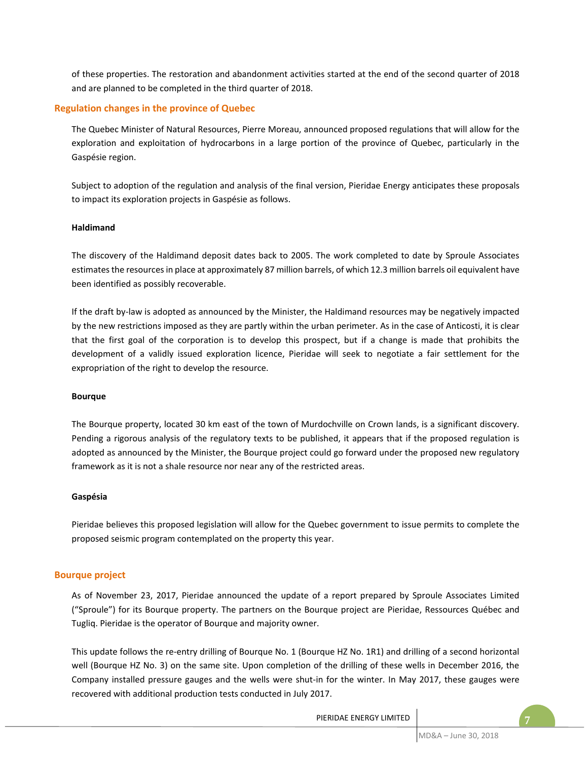of these properties. The restoration and abandonment activities started at the end of the second quarter of 2018 and are planned to be completed in the third quarter of 2018.

## Regulation changes in the province of Quebec

The Quebec Minister of Natural Resources, Pierre Moreau, announced proposed regulations that will allow for the exploration and exploitation of hydrocarbons in a large portion of the province of Quebec, particularly in the Gaspésie region.

Subject to adoption of the regulation and analysis of the final version, Pieridae Energy anticipates these proposals to impact its exploration projects in Gaspésie as follows.

**Haldimand**

The discovery of the Haldimand deposit dates back to 2005. The work completed to date by Sproule Associates estimates the resources in place at approximately 87 million barrels, of which 12.3 million barrels oil equivalent have been identified as possibly recoverable.

If the draft by-law is adopted as announced by the Minister, the Haldimand resources may be negatively impacted by the new restrictions imposed as they are partly within the urban perimeter. As in the case of Anticosti, it is clear that the first goal of the corporation is to develop this prospect, but if a change is made that prohibits the development of a validly issued exploration licence, Pieridae will seek to negotiate a fair settlement for the expropriation of the right to develop the resource.

**Bourque**

The Bourque property, located 30 km east of the town of Murdochville on Crown lands, is a significant discovery. Pending a rigorous analysis of the regulatory texts to be published, it appears that if the proposed regulation is adopted as announced by the Minister, the Bourque project could go forward under the proposed new regulatory framework as it is not a shale resource nor near any of the restricted areas.

**Gaspésia**

Pieridae believes this proposed legislation will allow for the Quebec government to issue permits to complete the proposed seismic program contemplated on the property this year.

## Bourque project

As of November 23, 2017, Pieridae announced the update of a report prepared by Sproule Associates Limited ("Sproule") for its Bourque property. The partners on the Bourque project are Pieridae, Ressources Québec and Tugliq. Pieridae is the operator of Bourque and majority owner.

This update follows the re-entry drilling of Bourque No. 1 (Bourque HZ No. 1R1) and drilling of a second horizontal well (Bourque HZ No. 3) on the same site. Upon completion of the drilling of these wells in December 2016, the Company installed pressure gauges and the wells were shut-in for the winter. In May 2017, these gauges were recovered with additional production tests conducted in July 2017.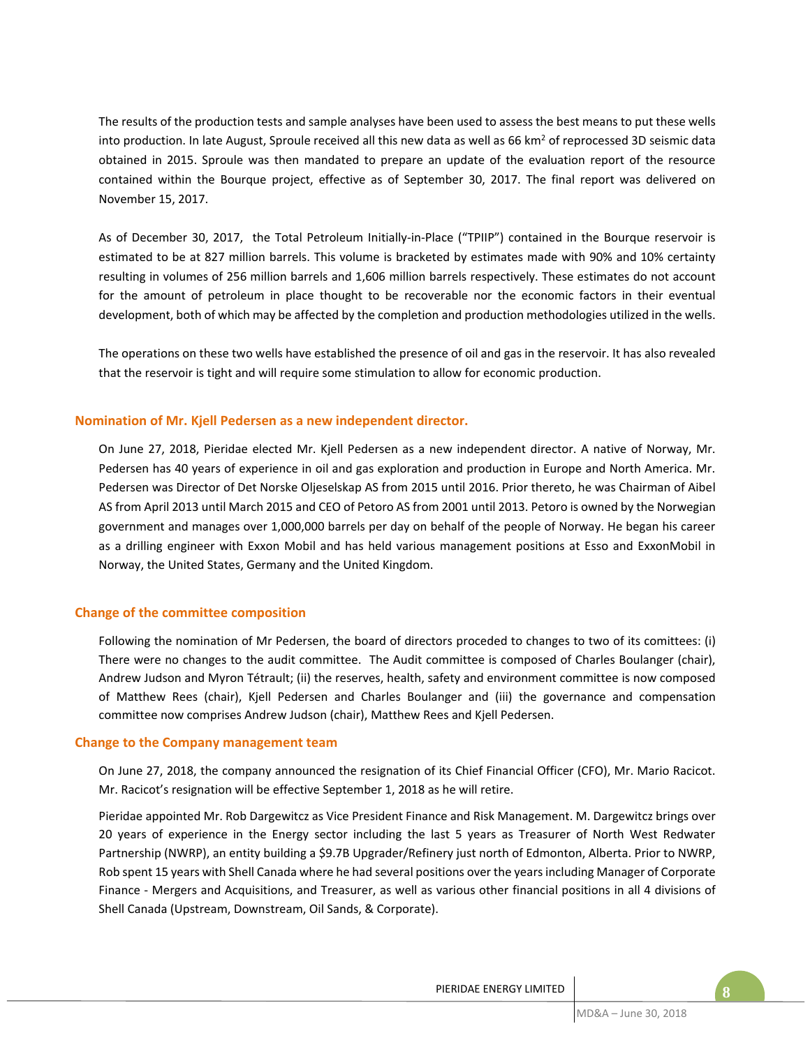The results of the production tests and sample analyses have been used to assess the best means to put these wells into production. In late August, Sproule received all this new data as well as 66 km$^2$ of reprocessed 3D seismic data obtained in 2015. Sproule was then mandated to prepare an update of the evaluation report of the resource contained within the Bourque project, effective as of September 30, 2017. The final report was delivered on November 15, 2017.

As of December 30, 2017, the Total Petroleum Initially-in-Place ("TPIIP") contained in the Bourque reservoir is estimated to be at 827 million barrels. This volume is bracketed by estimates made with 90% and 10% certainty resulting in volumes of 256 million barrels and 1,606 million barrels respectively. These estimates do not account for the amount of petroleum in place thought to be recoverable nor the economic factors in their eventual development, both of which may be affected by the completion and production methodologies utilized in the wells.

The operations on these two wells have established the presence of oil and gas in the reservoir. It has also revealed that the reservoir is tight and will require some stimulation to allow for economic production.

## Nomination of Mr. Kjell Pedersen as a new independent director.

On June 27, 2018, Pieridae elected Mr. Kjell Pedersen as a new independent director. A native of Norway, Mr. Pedersen has 40 years of experience in oil and gas exploration and production in Europe and North America. Mr. Pedersen was Director of Det Norske Oljeselskap AS from 2015 until 2016. Prior thereto, he was Chairman of Aibel AS from April 2013 until March 2015 and CEO of Petoro AS from 2001 until 2013. Petoro is owned by the Norwegian government and manages over 1,000,000 barrels per day on behalf of the people of Norway. He began his career as a drilling engineer with Exxon Mobil and has held various management positions at Esso and ExxonMobil in Norway, the United States, Germany and the United Kingdom.

## Change of the committee composition

Following the nomination of Mr Pedersen, the board of directors proceded to changes to two of its comittees: (i) There were no changes to the audit committee. The Audit committee is composed of Charles Boulanger (chair), Andrew Judson and Myron Tétrault; (ii) the reserves, health, safety and environment committee is now composed of Matthew Rees (chair), Kjell Pedersen and Charles Boulanger and (iii) the governance and compensation committee now comprises Andrew Judson (chair), Matthew Rees and Kjell Pedersen.

## Change to the Company management team

On June 27, 2018, the company announced the resignation of its Chief Financial Officer (CFO), Mr. Mario Racicot. Mr. Racicot's resignation will be effective September 1, 2018 as he will retire.

Pieridae appointed Mr. Rob Dargewitcz as Vice President Finance and Risk Management. M. Dargewitcz brings over 20 years of experience in the Energy sector including the last 5 years as Treasurer of North West Redwater Partnership (NWRP), an entity building a $9.7B Upgrader/Refinery just north of Edmonton, Alberta. Prior to NWRP, Rob spent 15 years with Shell Canada where he had several positions over the years including Manager of Corporate Finance - Mergers and Acquisitions, and Treasurer, as well as various other financial positions in all 4 divisions of Shell Canada (Upstream, Downstream, Oil Sands, & Corporate).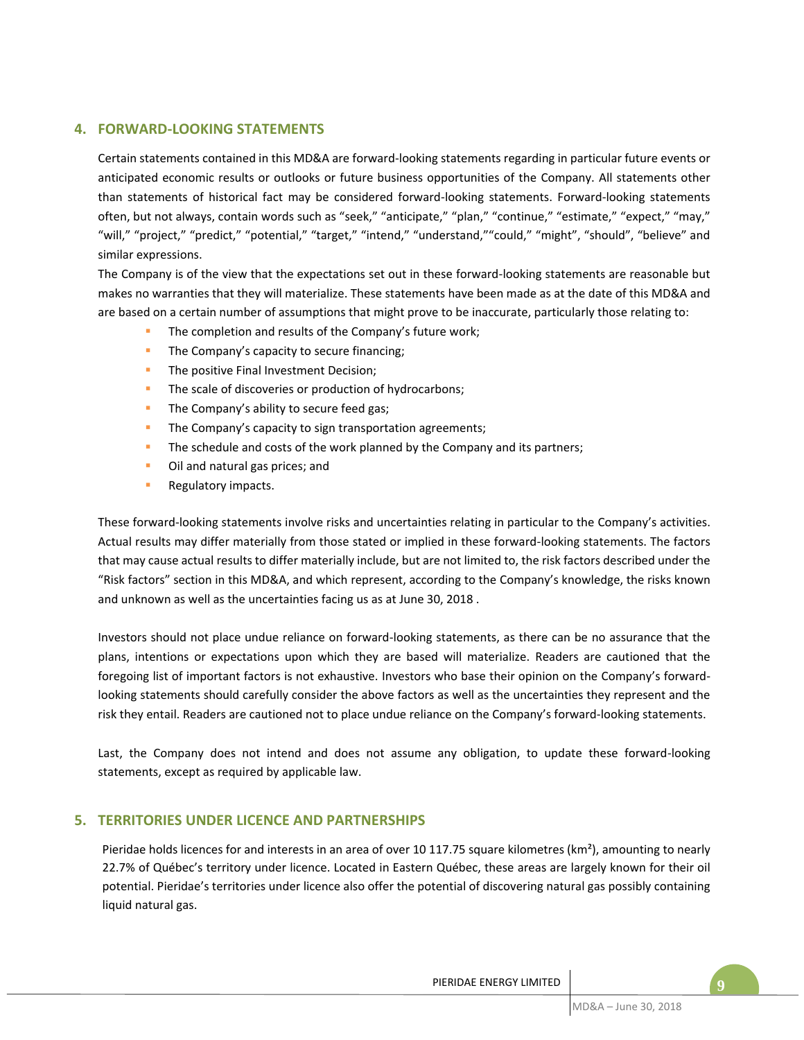## 4. FORWARD-LOOKING STATEMENTS

Certain statements contained in this MD&A are forward-looking statements regarding in particular future events or anticipated economic results or outlooks or future business opportunities of the Company. All statements other than statements of historical fact may be considered forward-looking statements. Forward-looking statements often, but not always, contain words such as "seek," "anticipate," "plan," "continue," "estimate," "expect," "may," "will," "project," "predict," "potential," "target," "intend," "understand,""could," "might", "should", "believe" and similar expressions.

The Company is of the view that the expectations set out in these forward-looking statements are reasonable but makes no warranties that they will materialize. These statements have been made as at the date of this MD&A and are based on a certain number of assumptions that might prove to be inaccurate, particularly those relating to:

- The completion and results of the Company's future work;
- The Company's capacity to secure financing;
- The positive Final Investment Decision;
- The scale of discoveries or production of hydrocarbons;
- The Company's ability to secure feed gas;
- The Company's capacity to sign transportation agreements;
- The schedule and costs of the work planned by the Company and its partners;
- Oil and natural gas prices; and
- Regulatory impacts.

These forward-looking statements involve risks and uncertainties relating in particular to the Company's activities. Actual results may differ materially from those stated or implied in these forward-looking statements. The factors that may cause actual results to differ materially include, but are not limited to, the risk factors described under the "Risk factors" section in this MD&A, and which represent, according to the Company's knowledge, the risks known and unknown as well as the uncertainties facing us as at June 30, 2018 .

Investors should not place undue reliance on forward-looking statements, as there can be no assurance that the plans, intentions or expectations upon which they are based will materialize. Readers are cautioned that the foregoing list of important factors is not exhaustive. Investors who base their opinion on the Company's forward-looking statements should carefully consider the above factors as well as the uncertainties they represent and the risk they entail. Readers are cautioned not to place undue reliance on the Company's forward-looking statements.

Last, the Company does not intend and does not assume any obligation, to update these forward-looking statements, except as required by applicable law.

## 5. TERRITORIES UNDER LICENCE AND PARTNERSHIPS

Pieridae holds licences for and interests in an area of over 10 117.75 square kilometres (km²), amounting to nearly 22.7% of Québec's territory under licence. Located in Eastern Québec, these areas are largely known for their oil potential. Pieridae's territories under licence also offer the potential of discovering natural gas possibly containing liquid natural gas.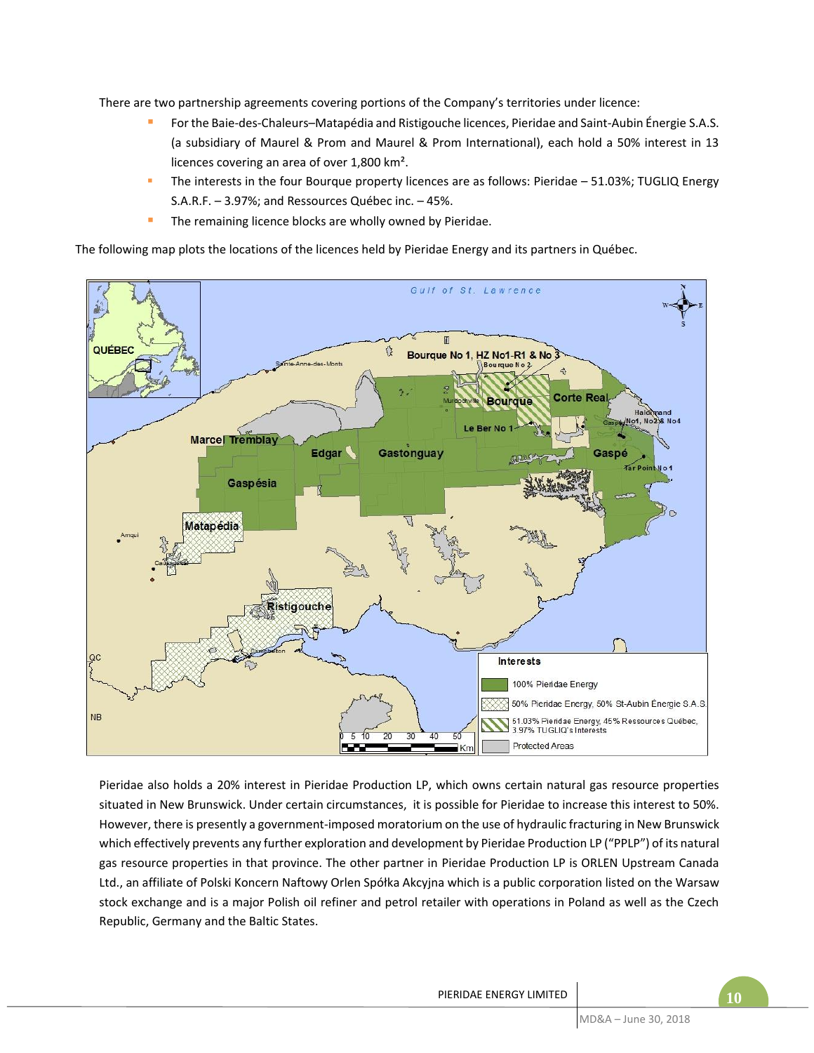There are two partnership agreements covering portions of the Company's territories under licence:

- For the Baie-des-Chaleurs–Matapédia and Ristigouche licences, Pieridae and Saint-Aubin Énergie S.A.S. (a subsidiary of Maurel & Prom and Maurel & Prom International), each hold a 50% interest in 13 licences covering an area of over 1,800 km².
- The interests in the four Bourque property licences are as follows: Pieridae – 51.03%; TUGLIQ Energy S.A.R.F. – 3.97%; and Ressources Québec inc. – 45%.
- The remaining licence blocks are wholly owned by Pieridae.

The following map plots the locations of the licences held by Pieridae Energy and its partners in Québec.

Pieridae also holds a 20% interest in Pieridae Production LP, which owns certain natural gas resource properties situated in New Brunswick. Under certain circumstances, it is possible for Pieridae to increase this interest to 50%. However, there is presently a government-imposed moratorium on the use of hydraulic fracturing in New Brunswick which effectively prevents any further exploration and development by Pieridae Production LP ("PPLP") of its natural gas resource properties in that province. The other partner in Pieridae Production LP is ORLEN Upstream Canada Ltd., an affiliate of Polski Koncern Naftowy Orlen Spółka Akcyjna which is a public corporation listed on the Warsaw stock exchange and is a major Polish oil refiner and petrol retailer with operations in Poland as well as the Czech Republic, Germany and the Baltic States.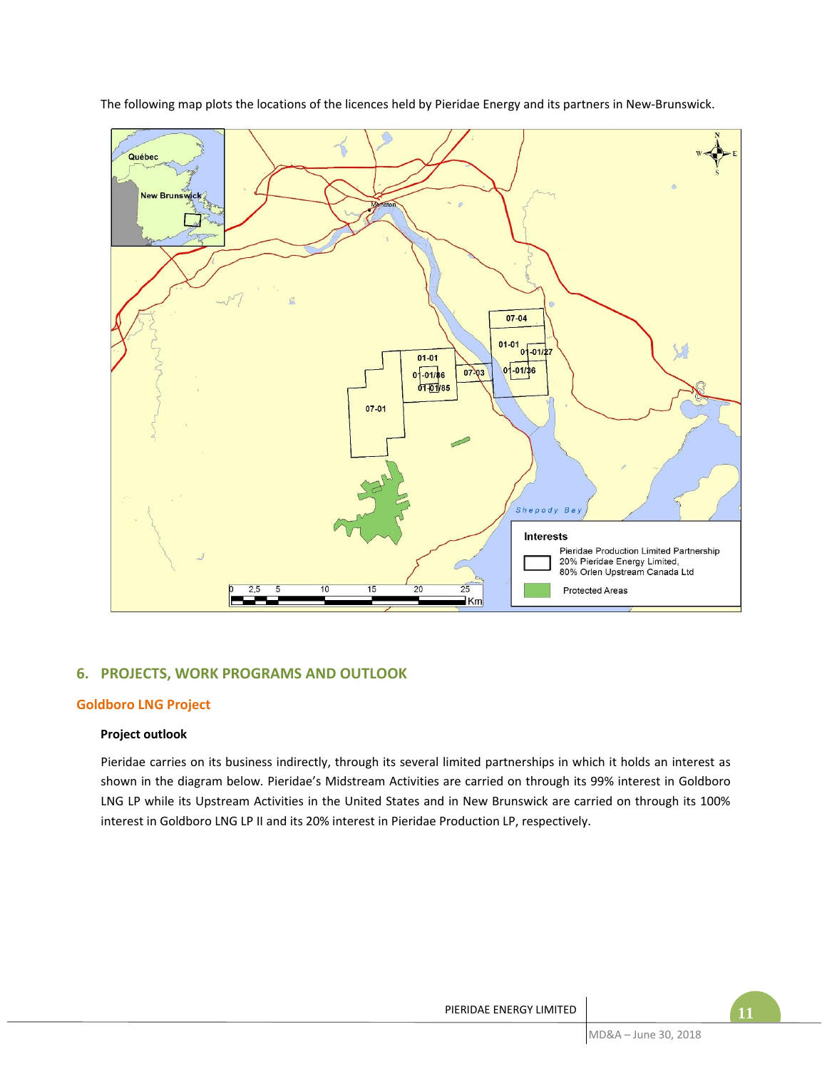The following map plots the locations of the licences held by Pieridae Energy and its partners in New-Brunswick.

## 6. PROJECTS, WORK PROGRAMS AND OUTLOOK

### Goldboro LNG Project

#### Project outlook

Pieridae carries on its business indirectly, through its several limited partnerships in which it holds an interest as shown in the diagram below. Pieridae's Midstream Activities are carried on through its 99% interest in Goldboro LNG LP while its Upstream Activities in the United States and in New Brunswick are carried on through its 100% interest in Goldboro LNG LP II and its 20% interest in Pieridae Production LP, respectively.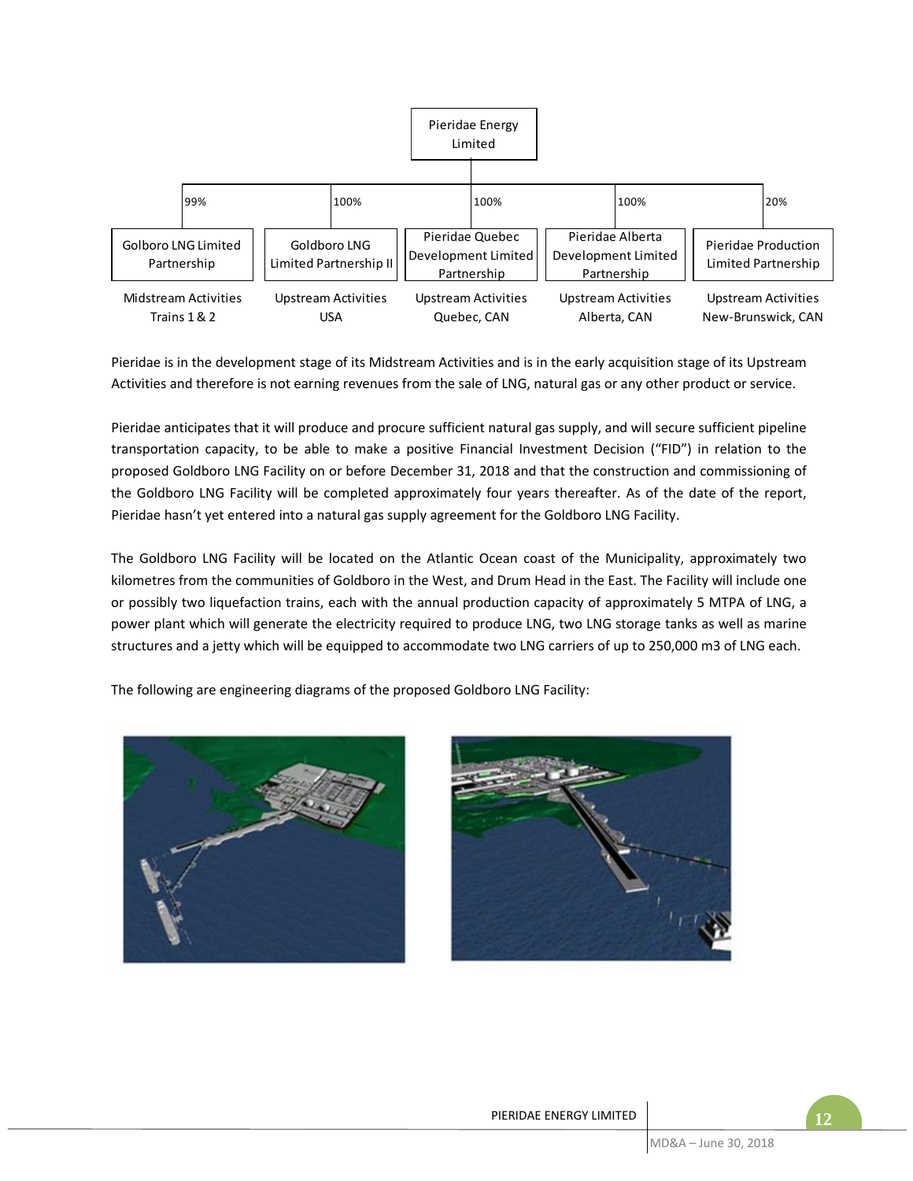Pieridae Energy Limited

| 99% | 100% | 100% | 100% | 20% |
|---|---|---|---|---|
| Golboro LNG Limited Partnership | Goldboro LNG Limited Partnership II | Pieridae Quebec Development Limited Partnership | Pieridae Alberta Development Limited Partnership | Pieridae Production Limited Partnership |
| Midstream Activities Trains 1 & 2 | Upstream Activities USA | Upstream Activities Quebec, CAN | Upstream Activities Alberta, CAN | Upstream Activities New-Brunswick, CAN |

Pieridae is in the development stage of its Midstream Activities and is in the early acquisition stage of its Upstream Activities and therefore is not earning revenues from the sale of LNG, natural gas or any other product or service.

Pieridae anticipates that it will produce and procure sufficient natural gas supply, and will secure sufficient pipeline transportation capacity, to be able to make a positive Financial Investment Decision ("FID") in relation to the proposed Goldboro LNG Facility on or before December 31, 2018 and that the construction and commissioning of the Goldboro LNG Facility will be completed approximately four years thereafter. As of the date of the report, Pieridae hasn't yet entered into a natural gas supply agreement for the Goldboro LNG Facility.

The Goldboro LNG Facility will be located on the Atlantic Ocean coast of the Municipality, approximately two kilometres from the communities of Goldboro in the West, and Drum Head in the East. The Facility will include one or possibly two liquefaction trains, each with the annual production capacity of approximately 5 MTPA of LNG, a power plant which will generate the electricity required to produce LNG, two LNG storage tanks as well as marine structures and a jetty which will be equipped to accommodate two LNG carriers of up to 250,000 m3 of LNG each.

The following are engineering diagrams of the proposed Goldboro LNG Facility: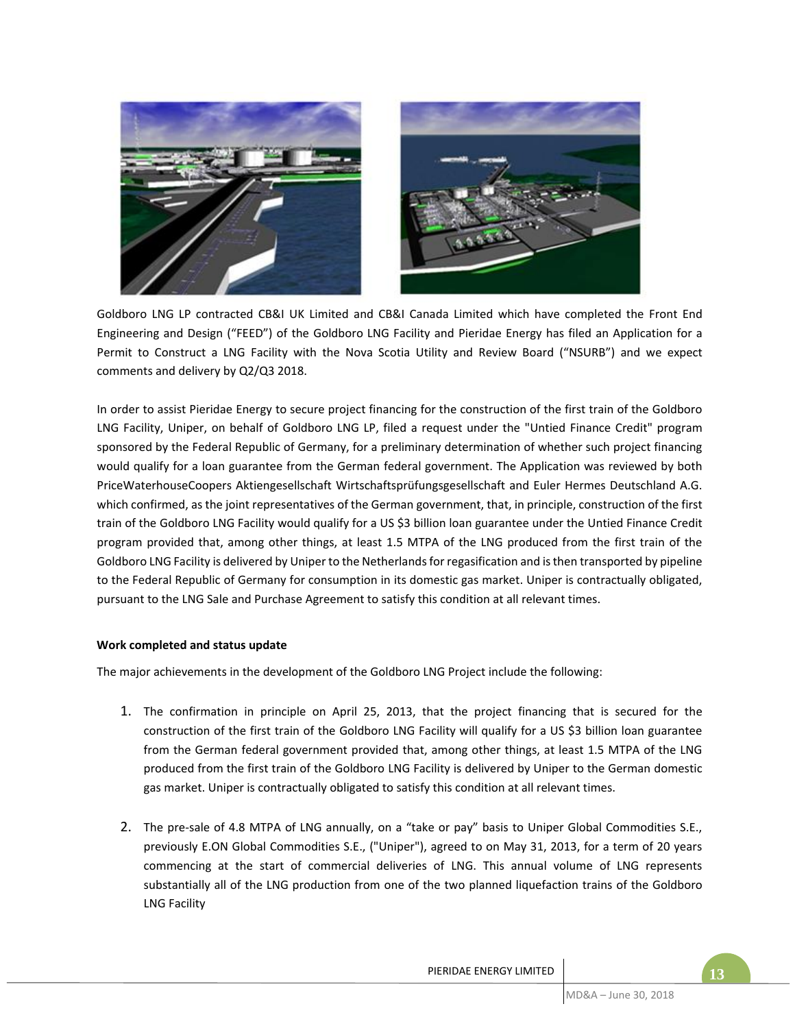Goldboro LNG LP contracted CB&I UK Limited and CB&I Canada Limited which have completed the Front End Engineering and Design ("FEED") of the Goldboro LNG Facility and Pieridae Energy has filed an Application for a Permit to Construct a LNG Facility with the Nova Scotia Utility and Review Board ("NSURB") and we expect comments and delivery by Q2/Q3 2018.

In order to assist Pieridae Energy to secure project financing for the construction of the first train of the Goldboro LNG Facility, Uniper, on behalf of Goldboro LNG LP, filed a request under the "Untied Finance Credit" program sponsored by the Federal Republic of Germany, for a preliminary determination of whether such project financing would qualify for a loan guarantee from the German federal government. The Application was reviewed by both PriceWaterhouseCoopers Aktiengesellschaft Wirtschaftsprüfungsgesellschaft and Euler Hermes Deutschland A.G. which confirmed, as the joint representatives of the German government, that, in principle, construction of the first train of the Goldboro LNG Facility would qualify for a US $3 billion loan guarantee under the Untied Finance Credit program provided that, among other things, at least 1.5 MTPA of the LNG produced from the first train of the Goldboro LNG Facility is delivered by Uniper to the Netherlands for regasification and is then transported by pipeline to the Federal Republic of Germany for consumption in its domestic gas market. Uniper is contractually obligated, pursuant to the LNG Sale and Purchase Agreement to satisfy this condition at all relevant times.

**Work completed and status update**

The major achievements in the development of the Goldboro LNG Project include the following:

1. The confirmation in principle on April 25, 2013, that the project financing that is secured for the construction of the first train of the Goldboro LNG Facility will qualify for a US $3 billion loan guarantee from the German federal government provided that, among other things, at least 1.5 MTPA of the LNG produced from the first train of the Goldboro LNG Facility is delivered by Uniper to the German domestic gas market. Uniper is contractually obligated to satisfy this condition at all relevant times.

2. The pre-sale of 4.8 MTPA of LNG annually, on a "take or pay" basis to Uniper Global Commodities S.E., previously E.ON Global Commodities S.E., ("Uniper"), agreed to on May 31, 2013, for a term of 20 years commencing at the start of commercial deliveries of LNG. This annual volume of LNG represents substantially all of the LNG production from one of the two planned liquefaction trains of the Goldboro LNG Facility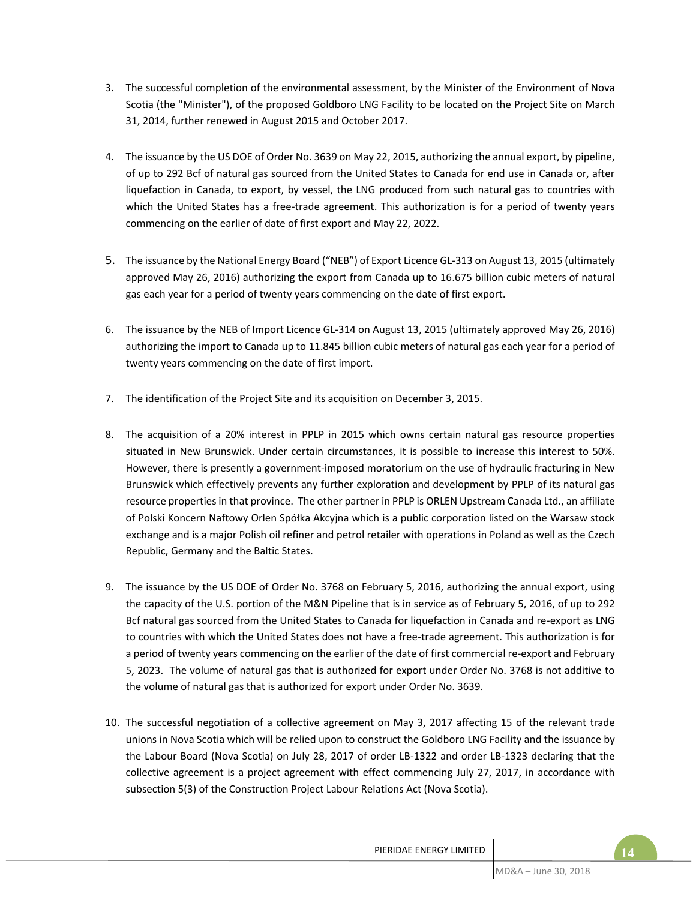3. The successful completion of the environmental assessment, by the Minister of the Environment of Nova Scotia (the "Minister"), of the proposed Goldboro LNG Facility to be located on the Project Site on March 31, 2014, further renewed in August 2015 and October 2017.

4. The issuance by the US DOE of Order No. 3639 on May 22, 2015, authorizing the annual export, by pipeline, of up to 292 Bcf of natural gas sourced from the United States to Canada for end use in Canada or, after liquefaction in Canada, to export, by vessel, the LNG produced from such natural gas to countries with which the United States has a free-trade agreement. This authorization is for a period of twenty years commencing on the earlier of date of first export and May 22, 2022.

5. The issuance by the National Energy Board ("NEB") of Export Licence GL-313 on August 13, 2015 (ultimately approved May 26, 2016) authorizing the export from Canada up to 16.675 billion cubic meters of natural gas each year for a period of twenty years commencing on the date of first export.

6. The issuance by the NEB of Import Licence GL-314 on August 13, 2015 (ultimately approved May 26, 2016) authorizing the import to Canada up to 11.845 billion cubic meters of natural gas each year for a period of twenty years commencing on the date of first import.

7. The identification of the Project Site and its acquisition on December 3, 2015.

8. The acquisition of a 20% interest in PPLP in 2015 which owns certain natural gas resource properties situated in New Brunswick. Under certain circumstances, it is possible to increase this interest to 50%. However, there is presently a government-imposed moratorium on the use of hydraulic fracturing in New Brunswick which effectively prevents any further exploration and development by PPLP of its natural gas resource properties in that province. The other partner in PPLP is ORLEN Upstream Canada Ltd., an affiliate of Polski Koncern Naftowy Orlen Spółka Akcyjna which is a public corporation listed on the Warsaw stock exchange and is a major Polish oil refiner and petrol retailer with operations in Poland as well as the Czech Republic, Germany and the Baltic States.

9. The issuance by the US DOE of Order No. 3768 on February 5, 2016, authorizing the annual export, using the capacity of the U.S. portion of the M&N Pipeline that is in service as of February 5, 2016, of up to 292 Bcf natural gas sourced from the United States to Canada for liquefaction in Canada and re-export as LNG to countries with which the United States does not have a free-trade agreement. This authorization is for a period of twenty years commencing on the earlier of the date of first commercial re-export and February 5, 2023. The volume of natural gas that is authorized for export under Order No. 3768 is not additive to the volume of natural gas that is authorized for export under Order No. 3639.

10. The successful negotiation of a collective agreement on May 3, 2017 affecting 15 of the relevant trade unions in Nova Scotia which will be relied upon to construct the Goldboro LNG Facility and the issuance by the Labour Board (Nova Scotia) on July 28, 2017 of order LB-1322 and order LB-1323 declaring that the collective agreement is a project agreement with effect commencing July 27, 2017, in accordance with subsection 5(3) of the Construction Project Labour Relations Act (Nova Scotia).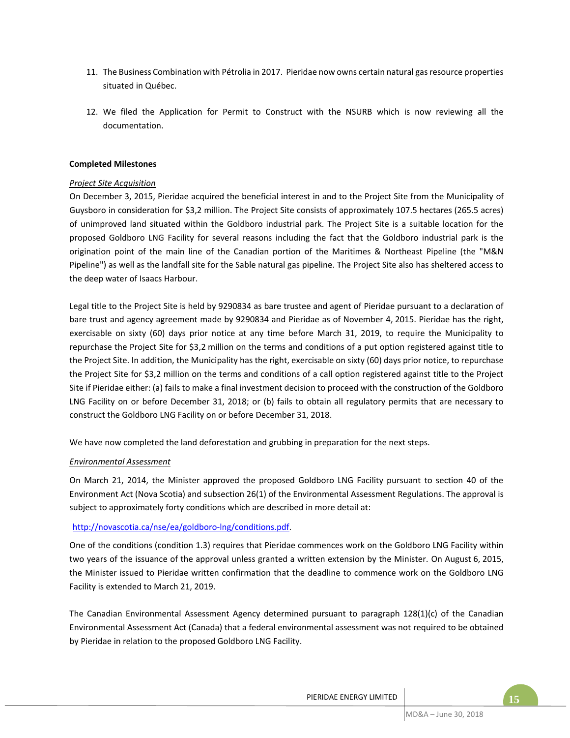11. The Business Combination with Pétrolia in 2017. Pieridae now owns certain natural gas resource properties situated in Québec.

12. We filed the Application for Permit to Construct with the NSURB which is now reviewing all the documentation.

**Completed Milestones**

*Project Site Acquisition*

On December 3, 2015, Pieridae acquired the beneficial interest in and to the Project Site from the Municipality of Guysboro in consideration for $3,2 million. The Project Site consists of approximately 107.5 hectares (265.5 acres) of unimproved land situated within the Goldboro industrial park. The Project Site is a suitable location for the proposed Goldboro LNG Facility for several reasons including the fact that the Goldboro industrial park is the origination point of the main line of the Canadian portion of the Maritimes & Northeast Pipeline (the "M&N Pipeline") as well as the landfall site for the Sable natural gas pipeline. The Project Site also has sheltered access to the deep water of Isaacs Harbour.

Legal title to the Project Site is held by 9290834 as bare trustee and agent of Pieridae pursuant to a declaration of bare trust and agency agreement made by 9290834 and Pieridae as of November 4, 2015. Pieridae has the right, exercisable on sixty (60) days prior notice at any time before March 31, 2019, to require the Municipality to repurchase the Project Site for $3,2 million on the terms and conditions of a put option registered against title to the Project Site. In addition, the Municipality has the right, exercisable on sixty (60) days prior notice, to repurchase the Project Site for $3,2 million on the terms and conditions of a call option registered against title to the Project Site if Pieridae either: (a) fails to make a final investment decision to proceed with the construction of the Goldboro LNG Facility on or before December 31, 2018; or (b) fails to obtain all regulatory permits that are necessary to construct the Goldboro LNG Facility on or before December 31, 2018.

We have now completed the land deforestation and grubbing in preparation for the next steps.

*Environmental Assessment*

On March 21, 2014, the Minister approved the proposed Goldboro LNG Facility pursuant to section 40 of the Environment Act (Nova Scotia) and subsection 26(1) of the Environmental Assessment Regulations. The approval is subject to approximately forty conditions which are described in more detail at:

http://novascotia.ca/nse/ea/goldboro-lng/conditions.pdf.

One of the conditions (condition 1.3) requires that Pieridae commences work on the Goldboro LNG Facility within two years of the issuance of the approval unless granted a written extension by the Minister. On August 6, 2015, the Minister issued to Pieridae written confirmation that the deadline to commence work on the Goldboro LNG Facility is extended to March 21, 2019.

The Canadian Environmental Assessment Agency determined pursuant to paragraph 128(1)(c) of the Canadian Environmental Assessment Act (Canada) that a federal environmental assessment was not required to be obtained by Pieridae in relation to the proposed Goldboro LNG Facility.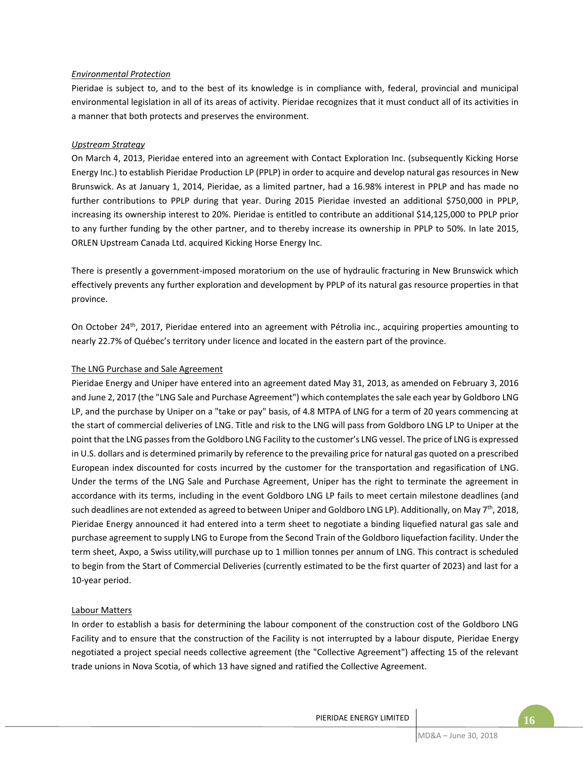*Environmental Protection*

Pieridae is subject to, and to the best of its knowledge is in compliance with, federal, provincial and municipal environmental legislation in all of its areas of activity. Pieridae recognizes that it must conduct all of its activities in a manner that both protects and preserves the environment.

*Upstream Strategy*

On March 4, 2013, Pieridae entered into an agreement with Contact Exploration Inc. (subsequently Kicking Horse Energy Inc.) to establish Pieridae Production LP (PPLP) in order to acquire and develop natural gas resources in New Brunswick. As at January 1, 2014, Pieridae, as a limited partner, had a 16.98% interest in PPLP and has made no further contributions to PPLP during that year. During 2015 Pieridae invested an additional $750,000 in PPLP, increasing its ownership interest to 20%. Pieridae is entitled to contribute an additional $14,125,000 to PPLP prior to any further funding by the other partner, and to thereby increase its ownership in PPLP to 50%. In late 2015, ORLEN Upstream Canada Ltd. acquired Kicking Horse Energy Inc.

There is presently a government-imposed moratorium on the use of hydraulic fracturing in New Brunswick which effectively prevents any further exploration and development by PPLP of its natural gas resource properties in that province.

On October 24th, 2017, Pieridae entered into an agreement with Pétrolia inc., acquiring properties amounting to nearly 22.7% of Québec's territory under licence and located in the eastern part of the province.

The LNG Purchase and Sale Agreement

Pieridae Energy and Uniper have entered into an agreement dated May 31, 2013, as amended on February 3, 2016 and June 2, 2017 (the "LNG Sale and Purchase Agreement") which contemplates the sale each year by Goldboro LNG LP, and the purchase by Uniper on a "take or pay" basis, of 4.8 MTPA of LNG for a term of 20 years commencing at the start of commercial deliveries of LNG. Title and risk to the LNG will pass from Goldboro LNG LP to Uniper at the point that the LNG passes from the Goldboro LNG Facility to the customer's LNG vessel. The price of LNG is expressed in U.S. dollars and is determined primarily by reference to the prevailing price for natural gas quoted on a prescribed European index discounted for costs incurred by the customer for the transportation and regasification of LNG. Under the terms of the LNG Sale and Purchase Agreement, Uniper has the right to terminate the agreement in accordance with its terms, including in the event Goldboro LNG LP fails to meet certain milestone deadlines (and such deadlines are not extended as agreed to between Uniper and Goldboro LNG LP). Additionally, on May 7th, 2018, Pieridae Energy announced it had entered into a term sheet to negotiate a binding liquefied natural gas sale and purchase agreement to supply LNG to Europe from the Second Train of the Goldboro liquefaction facility. Under the term sheet, Axpo, a Swiss utility,will purchase up to 1 million tonnes per annum of LNG. This contract is scheduled to begin from the Start of Commercial Deliveries (currently estimated to be the first quarter of 2023) and last for a 10-year period.

Labour Matters

In order to establish a basis for determining the labour component of the construction cost of the Goldboro LNG Facility and to ensure that the construction of the Facility is not interrupted by a labour dispute, Pieridae Energy negotiated a project special needs collective agreement (the "Collective Agreement") affecting 15 of the relevant trade unions in Nova Scotia, of which 13 have signed and ratified the Collective Agreement.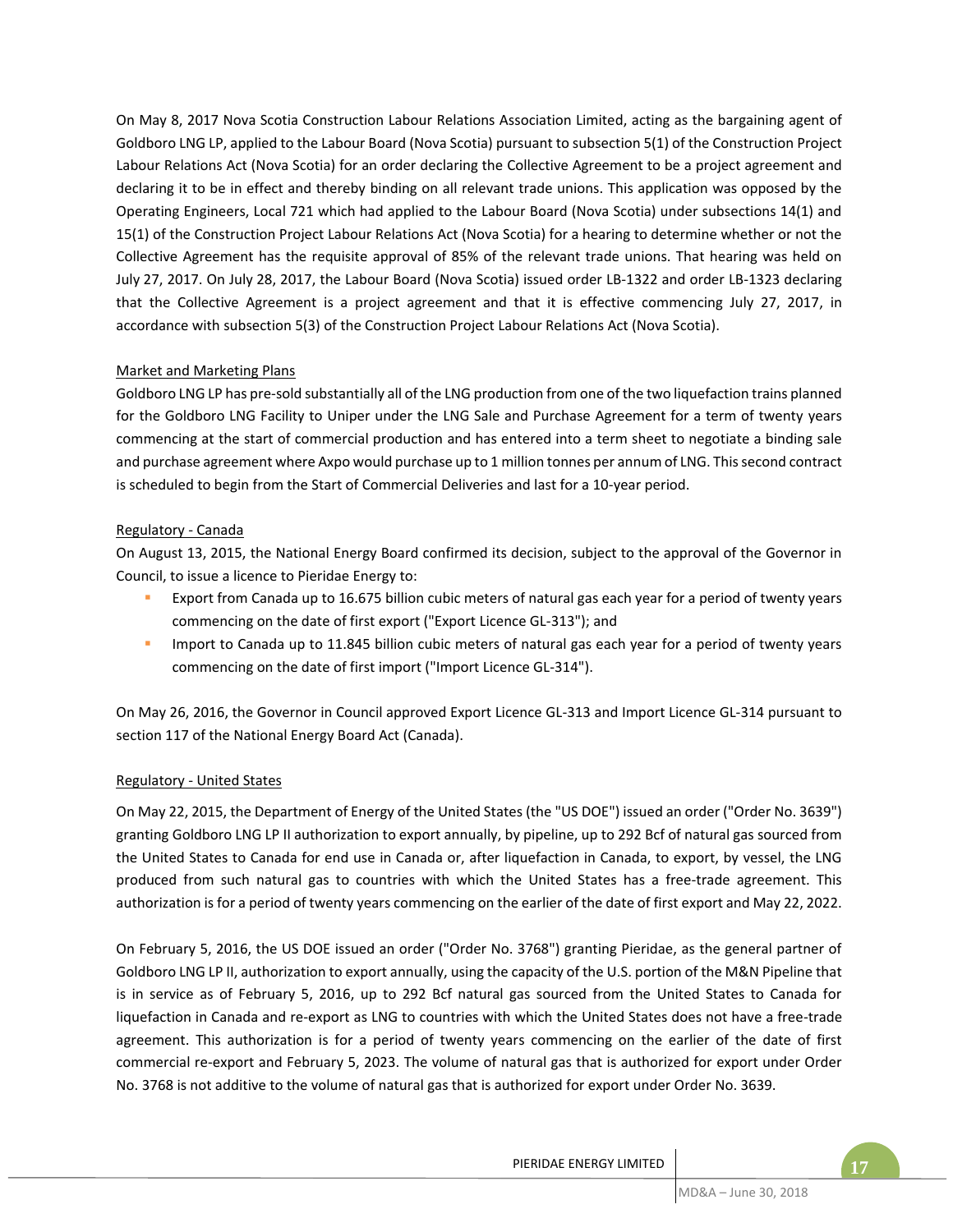On May 8, 2017 Nova Scotia Construction Labour Relations Association Limited, acting as the bargaining agent of Goldboro LNG LP, applied to the Labour Board (Nova Scotia) pursuant to subsection 5(1) of the Construction Project Labour Relations Act (Nova Scotia) for an order declaring the Collective Agreement to be a project agreement and declaring it to be in effect and thereby binding on all relevant trade unions. This application was opposed by the Operating Engineers, Local 721 which had applied to the Labour Board (Nova Scotia) under subsections 14(1) and 15(1) of the Construction Project Labour Relations Act (Nova Scotia) for a hearing to determine whether or not the Collective Agreement has the requisite approval of 85% of the relevant trade unions. That hearing was held on July 27, 2017. On July 28, 2017, the Labour Board (Nova Scotia) issued order LB-1322 and order LB-1323 declaring that the Collective Agreement is a project agreement and that it is effective commencing July 27, 2017, in accordance with subsection 5(3) of the Construction Project Labour Relations Act (Nova Scotia).

Market and Marketing Plans

Goldboro LNG LP has pre-sold substantially all of the LNG production from one of the two liquefaction trains planned for the Goldboro LNG Facility to Uniper under the LNG Sale and Purchase Agreement for a term of twenty years commencing at the start of commercial production and has entered into a term sheet to negotiate a binding sale and purchase agreement where Axpo would purchase up to 1 million tonnes per annum of LNG. This second contract is scheduled to begin from the Start of Commercial Deliveries and last for a 10-year period.

Regulatory - Canada

On August 13, 2015, the National Energy Board confirmed its decision, subject to the approval of the Governor in Council, to issue a licence to Pieridae Energy to:

- Export from Canada up to 16.675 billion cubic meters of natural gas each year for a period of twenty years commencing on the date of first export ("Export Licence GL-313"); and
- Import to Canada up to 11.845 billion cubic meters of natural gas each year for a period of twenty years commencing on the date of first import ("Import Licence GL-314").

On May 26, 2016, the Governor in Council approved Export Licence GL-313 and Import Licence GL-314 pursuant to section 117 of the National Energy Board Act (Canada).

Regulatory - United States

On May 22, 2015, the Department of Energy of the United States (the "US DOE") issued an order ("Order No. 3639") granting Goldboro LNG LP II authorization to export annually, by pipeline, up to 292 Bcf of natural gas sourced from the United States to Canada for end use in Canada or, after liquefaction in Canada, to export, by vessel, the LNG produced from such natural gas to countries with which the United States has a free-trade agreement. This authorization is for a period of twenty years commencing on the earlier of the date of first export and May 22, 2022.

On February 5, 2016, the US DOE issued an order ("Order No. 3768") granting Pieridae, as the general partner of Goldboro LNG LP II, authorization to export annually, using the capacity of the U.S. portion of the M&N Pipeline that is in service as of February 5, 2016, up to 292 Bcf natural gas sourced from the United States to Canada for liquefaction in Canada and re-export as LNG to countries with which the United States does not have a free-trade agreement. This authorization is for a period of twenty years commencing on the earlier of the date of first commercial re-export and February 5, 2023. The volume of natural gas that is authorized for export under Order No. 3768 is not additive to the volume of natural gas that is authorized for export under Order No. 3639.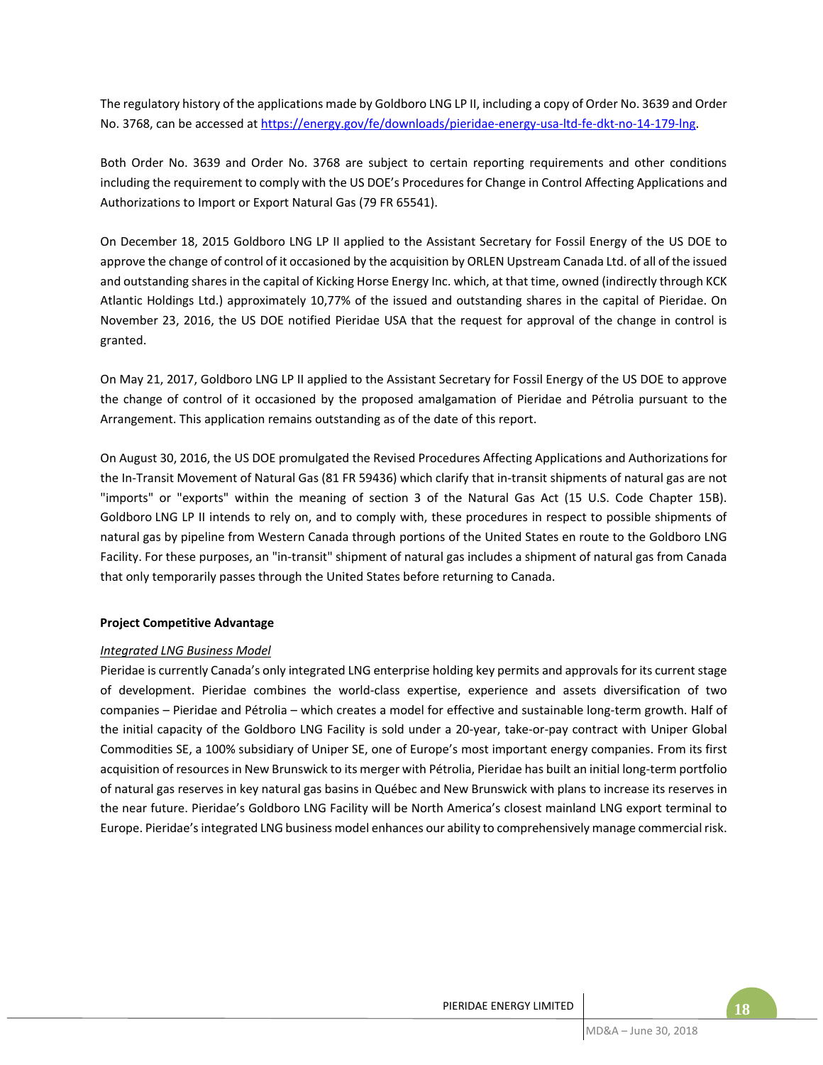The regulatory history of the applications made by Goldboro LNG LP II, including a copy of Order No. 3639 and Order No. 3768, can be accessed at https://energy.gov/fe/downloads/pieridae-energy-usa-ltd-fe-dkt-no-14-179-lng.

Both Order No. 3639 and Order No. 3768 are subject to certain reporting requirements and other conditions including the requirement to comply with the US DOE's Procedures for Change in Control Affecting Applications and Authorizations to Import or Export Natural Gas (79 FR 65541).

On December 18, 2015 Goldboro LNG LP II applied to the Assistant Secretary for Fossil Energy of the US DOE to approve the change of control of it occasioned by the acquisition by ORLEN Upstream Canada Ltd. of all of the issued and outstanding shares in the capital of Kicking Horse Energy Inc. which, at that time, owned (indirectly through KCK Atlantic Holdings Ltd.) approximately 10,77% of the issued and outstanding shares in the capital of Pieridae. On November 23, 2016, the US DOE notified Pieridae USA that the request for approval of the change in control is granted.

On May 21, 2017, Goldboro LNG LP II applied to the Assistant Secretary for Fossil Energy of the US DOE to approve the change of control of it occasioned by the proposed amalgamation of Pieridae and Pétrolia pursuant to the Arrangement. This application remains outstanding as of the date of this report.

On August 30, 2016, the US DOE promulgated the Revised Procedures Affecting Applications and Authorizations for the In-Transit Movement of Natural Gas (81 FR 59436) which clarify that in-transit shipments of natural gas are not "imports" or "exports" within the meaning of section 3 of the Natural Gas Act (15 U.S. Code Chapter 15B). Goldboro LNG LP II intends to rely on, and to comply with, these procedures in respect to possible shipments of natural gas by pipeline from Western Canada through portions of the United States en route to the Goldboro LNG Facility. For these purposes, an "in-transit" shipment of natural gas includes a shipment of natural gas from Canada that only temporarily passes through the United States before returning to Canada.

**Project Competitive Advantage**

*Integrated LNG Business Model*

Pieridae is currently Canada's only integrated LNG enterprise holding key permits and approvals for its current stage of development. Pieridae combines the world-class expertise, experience and assets diversification of two companies – Pieridae and Pétrolia – which creates a model for effective and sustainable long-term growth. Half of the initial capacity of the Goldboro LNG Facility is sold under a 20-year, take-or-pay contract with Uniper Global Commodities SE, a 100% subsidiary of Uniper SE, one of Europe's most important energy companies. From its first acquisition of resources in New Brunswick to its merger with Pétrolia, Pieridae has built an initial long-term portfolio of natural gas reserves in key natural gas basins in Québec and New Brunswick with plans to increase its reserves in the near future. Pieridae's Goldboro LNG Facility will be North America's closest mainland LNG export terminal to Europe. Pieridae's integrated LNG business model enhances our ability to comprehensively manage commercial risk.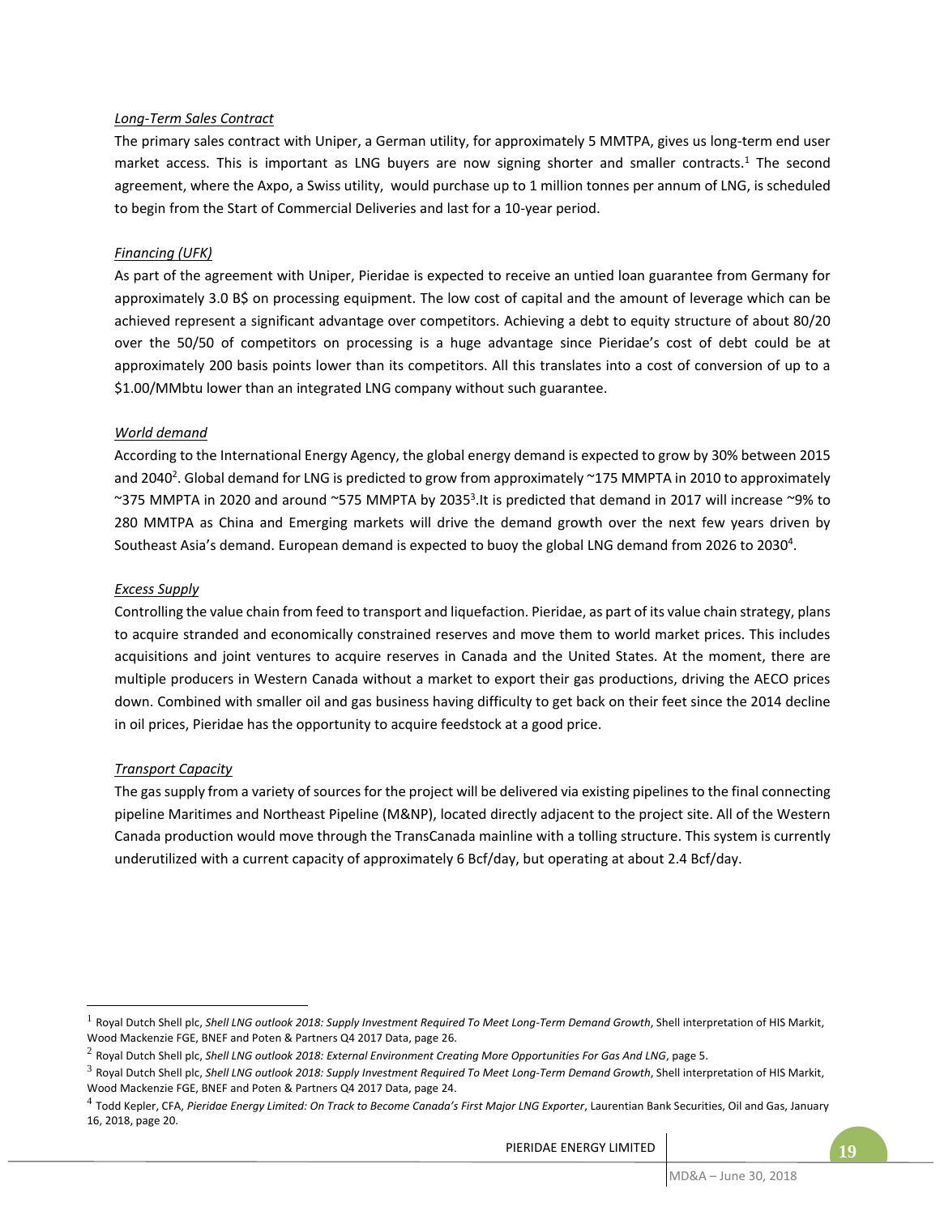*Long-Term Sales Contract*

The primary sales contract with Uniper, a German utility, for approximately 5 MMTPA, gives us long-term end user market access. This is important as LNG buyers are now signing shorter and smaller contracts.[1] The second agreement, where the Axpo, a Swiss utility, would purchase up to 1 million tonnes per annum of LNG, is scheduled to begin from the Start of Commercial Deliveries and last for a 10-year period.

*Financing (UFK)*

As part of the agreement with Uniper, Pieridae is expected to receive an untied loan guarantee from Germany for approximately 3.0 B$ on processing equipment. The low cost of capital and the amount of leverage which can be achieved represent a significant advantage over competitors. Achieving a debt to equity structure of about 80/20 over the 50/50 of competitors on processing is a huge advantage since Pieridae's cost of debt could be at approximately 200 basis points lower than its competitors. All this translates into a cost of conversion of up to a $1.00/MMbtu lower than an integrated LNG company without such guarantee.

*World demand*

According to the International Energy Agency, the global energy demand is expected to grow by 30% between 2015 and 2040[2]. Global demand for LNG is predicted to grow from approximately ~175 MMPTA in 2010 to approximately ~375 MMPTA in 2020 and around ~575 MMPTA by 2035[3].It is predicted that demand in 2017 will increase ~9% to 280 MMTPA as China and Emerging markets will drive the demand growth over the next few years driven by Southeast Asia's demand. European demand is expected to buoy the global LNG demand from 2026 to 2030[4].

*Excess Supply*

Controlling the value chain from feed to transport and liquefaction. Pieridae, as part of its value chain strategy, plans to acquire stranded and economically constrained reserves and move them to world market prices. This includes acquisitions and joint ventures to acquire reserves in Canada and the United States. At the moment, there are multiple producers in Western Canada without a market to export their gas productions, driving the AECO prices down. Combined with smaller oil and gas business having difficulty to get back on their feet since the 2014 decline in oil prices, Pieridae has the opportunity to acquire feedstock at a good price.

*Transport Capacity*

The gas supply from a variety of sources for the project will be delivered via existing pipelines to the final connecting pipeline Maritimes and Northeast Pipeline (M&NP), located directly adjacent to the project site. All of the Western Canada production would move through the TransCanada mainline with a tolling structure. This system is currently underutilized with a current capacity of approximately 6 Bcf/day, but operating at about 2.4 Bcf/day.

---

[1] Royal Dutch Shell plc, *Shell LNG outlook 2018: Supply Investment Required To Meet Long-Term Demand Growth*, Shell interpretation of HIS Markit, Wood Mackenzie FGE, BNEF and Poten & Partners Q4 2017 Data, page 26.

[2] Royal Dutch Shell plc, *Shell LNG outlook 2018: External Environment Creating More Opportunities For Gas And LNG*, page 5.

[3] Royal Dutch Shell plc, *Shell LNG outlook 2018: Supply Investment Required To Meet Long-Term Demand Growth*, Shell interpretation of HIS Markit, Wood Mackenzie FGE, BNEF and Poten & Partners Q4 2017 Data, page 24.

[4] Todd Kepler, CFA, *Pieridae Energy Limited: On Track to Become Canada's First Major LNG Exporter*, Laurentian Bank Securities, Oil and Gas, January 16, 2018, page 20.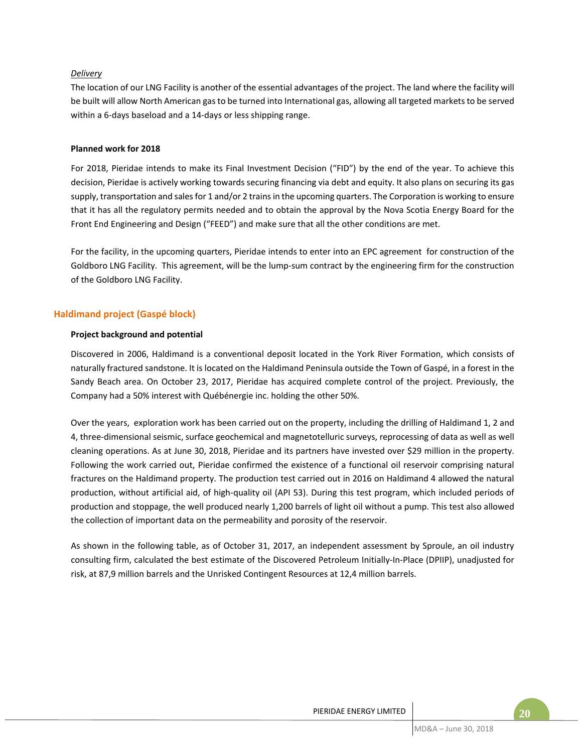*Delivery*

The location of our LNG Facility is another of the essential advantages of the project. The land where the facility will be built will allow North American gas to be turned into International gas, allowing all targeted markets to be served within a 6-days baseload and a 14-days or less shipping range.

**Planned work for 2018**

For 2018, Pieridae intends to make its Final Investment Decision ("FID") by the end of the year. To achieve this decision, Pieridae is actively working towards securing financing via debt and equity. It also plans on securing its gas supply, transportation and sales for 1 and/or 2 trains in the upcoming quarters. The Corporation is working to ensure that it has all the regulatory permits needed and to obtain the approval by the Nova Scotia Energy Board for the Front End Engineering and Design ("FEED") and make sure that all the other conditions are met.

For the facility, in the upcoming quarters, Pieridae intends to enter into an EPC agreement for construction of the Goldboro LNG Facility. This agreement, will be the lump-sum contract by the engineering firm for the construction of the Goldboro LNG Facility.

## Haldimand project (Gaspé block)

**Project background and potential**

Discovered in 2006, Haldimand is a conventional deposit located in the York River Formation, which consists of naturally fractured sandstone. It is located on the Haldimand Peninsula outside the Town of Gaspé, in a forest in the Sandy Beach area. On October 23, 2017, Pieridae has acquired complete control of the project. Previously, the Company had a 50% interest with Québénergie inc. holding the other 50%.

Over the years, exploration work has been carried out on the property, including the drilling of Haldimand 1, 2 and 4, three-dimensional seismic, surface geochemical and magnetotelluric surveys, reprocessing of data as well as well cleaning operations. As at June 30, 2018, Pieridae and its partners have invested over $29 million in the property. Following the work carried out, Pieridae confirmed the existence of a functional oil reservoir comprising natural fractures on the Haldimand property. The production test carried out in 2016 on Haldimand 4 allowed the natural production, without artificial aid, of high-quality oil (API 53). During this test program, which included periods of production and stoppage, the well produced nearly 1,200 barrels of light oil without a pump. This test also allowed the collection of important data on the permeability and porosity of the reservoir.

As shown in the following table, as of October 31, 2017, an independent assessment by Sproule, an oil industry consulting firm, calculated the best estimate of the Discovered Petroleum Initially-In-Place (DPIIP), unadjusted for risk, at 87,9 million barrels and the Unrisked Contingent Resources at 12,4 million barrels.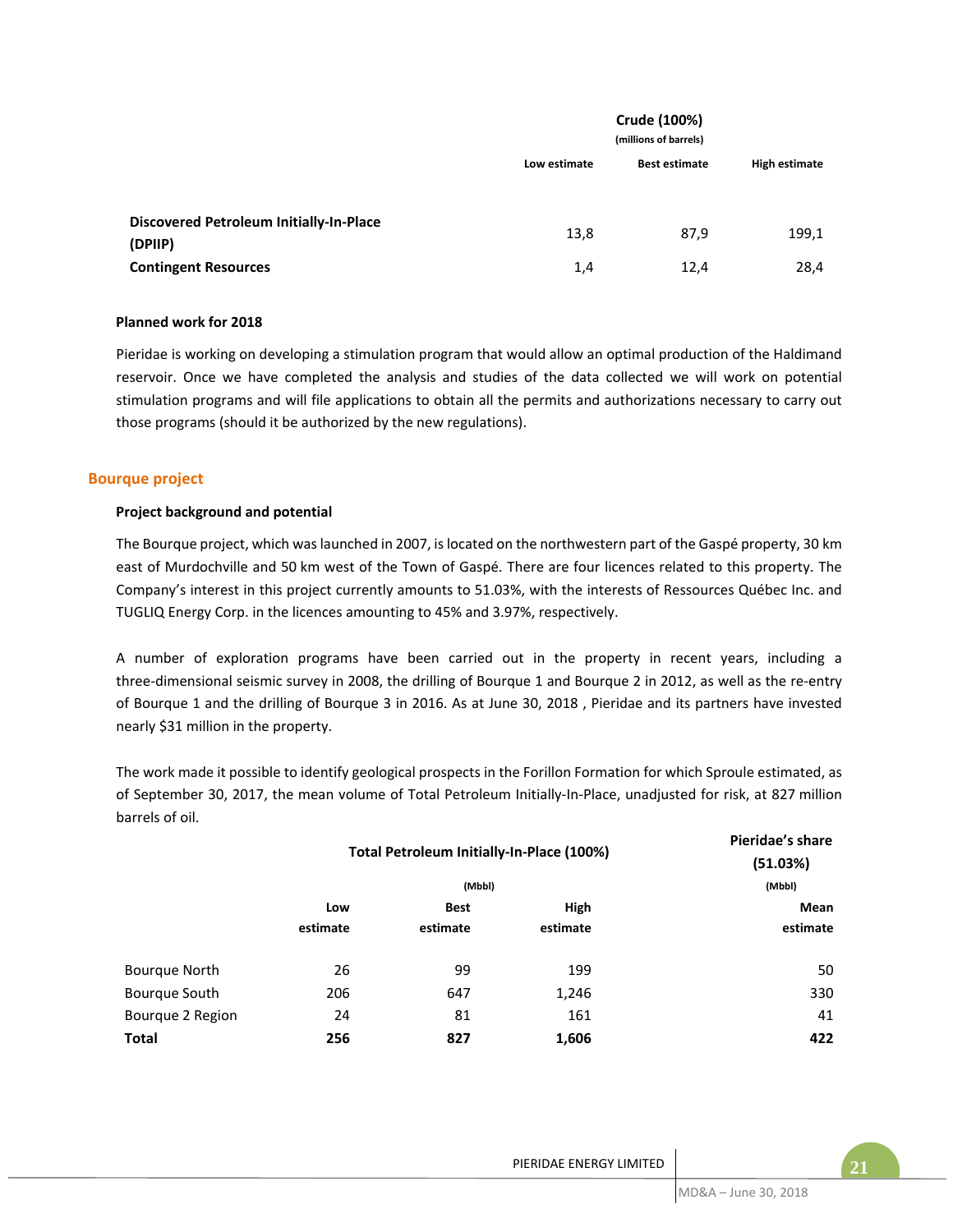| | Crude (100%) (millions of barrels) | | |
|---|---|---|---|
| | Low estimate | Best estimate | High estimate |
| **Discovered Petroleum Initially-In-Place (DPIIP)** | 13,8 | 87,9 | 199,1 |
| **Contingent Resources** | 1,4 | 12,4 | 28,4 |

**Planned work for 2018**

Pieridae is working on developing a stimulation program that would allow an optimal production of the Haldimand reservoir. Once we have completed the analysis and studies of the data collected we will work on potential stimulation programs and will file applications to obtain all the permits and authorizations necessary to carry out those programs (should it be authorized by the new regulations).

## Bourque project

**Project background and potential**

The Bourque project, which was launched in 2007, is located on the northwestern part of the Gaspé property, 30 km east of Murdochville and 50 km west of the Town of Gaspé. There are four licences related to this property. The Company's interest in this project currently amounts to 51.03%, with the interests of Ressources Québec Inc. and TUGLIQ Energy Corp. in the licences amounting to 45% and 3.97%, respectively.

A number of exploration programs have been carried out in the property in recent years, including a three-dimensional seismic survey in 2008, the drilling of Bourque 1 and Bourque 2 in 2012, as well as the re-entry of Bourque 1 and the drilling of Bourque 3 in 2016. As at June 30, 2018 , Pieridae and its partners have invested nearly $31 million in the property.

The work made it possible to identify geological prospects in the Forillon Formation for which Sproule estimated, as of September 30, 2017, the mean volume of Total Petroleum Initially-In-Place, unadjusted for risk, at 827 million barrels of oil.

| | Total Petroleum Initially-In-Place (100%) (Mbbl) | | | Pieridae's share (51.03%) (Mbbl) |
|---|---|---|---|---|
| | Low estimate | Best estimate | High estimate | Mean estimate |
| Bourque North | 26 | 99 | 199 | 50 |
| Bourque South | 206 | 647 | 1,246 | 330 |
| Bourque 2 Region | 24 | 81 | 161 | 41 |
| **Total** | **256** | **827** | **1,606** | **422** |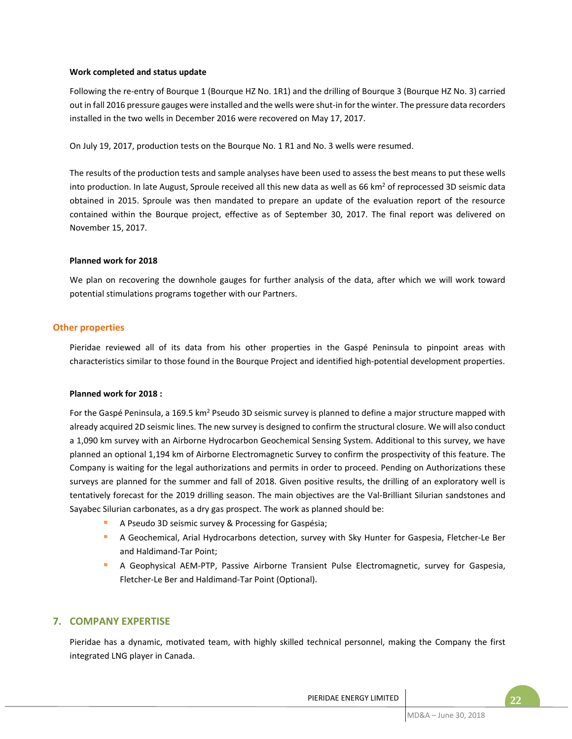**Work completed and status update**

Following the re-entry of Bourque 1 (Bourque HZ No. 1R1) and the drilling of Bourque 3 (Bourque HZ No. 3) carried out in fall 2016 pressure gauges were installed and the wells were shut-in for the winter. The pressure data recorders installed in the two wells in December 2016 were recovered on May 17, 2017.

On July 19, 2017, production tests on the Bourque No. 1 R1 and No. 3 wells were resumed.

The results of the production tests and sample analyses have been used to assess the best means to put these wells into production. In late August, Sproule received all this new data as well as 66 km$^2$ of reprocessed 3D seismic data obtained in 2015. Sproule was then mandated to prepare an update of the evaluation report of the resource contained within the Bourque project, effective as of September 30, 2017. The final report was delivered on November 15, 2017.

**Planned work for 2018**

We plan on recovering the downhole gauges for further analysis of the data, after which we will work toward potential stimulations programs together with our Partners.

### Other properties

Pieridae reviewed all of its data from his other properties in the Gaspé Peninsula to pinpoint areas with characteristics similar to those found in the Bourque Project and identified high-potential development properties.

**Planned work for 2018 :**

For the Gaspé Peninsula, a 169.5 km$^2$ Pseudo 3D seismic survey is planned to define a major structure mapped with already acquired 2D seismic lines. The new survey is designed to confirm the structural closure. We will also conduct a 1,090 km survey with an Airborne Hydrocarbon Geochemical Sensing System. Additional to this survey, we have planned an optional 1,194 km of Airborne Electromagnetic Survey to confirm the prospectivity of this feature. The Company is waiting for the legal authorizations and permits in order to proceed. Pending on Authorizations these surveys are planned for the summer and fall of 2018. Given positive results, the drilling of an exploratory well is tentatively forecast for the 2019 drilling season. The main objectives are the Val-Brilliant Silurian sandstones and Sayabec Silurian carbonates, as a dry gas prospect. The work as planned should be:

- A Pseudo 3D seismic survey & Processing for Gaspésia;
- A Geochemical, Arial Hydrocarbons detection, survey with Sky Hunter for Gaspesia, Fletcher-Le Ber and Haldimand-Tar Point;
- A Geophysical AEM-PTP, Passive Airborne Transient Pulse Electromagnetic, survey for Gaspesia, Fletcher-Le Ber and Haldimand-Tar Point (Optional).

## 7. COMPANY EXPERTISE

Pieridae has a dynamic, motivated team, with highly skilled technical personnel, making the Company the first integrated LNG player in Canada.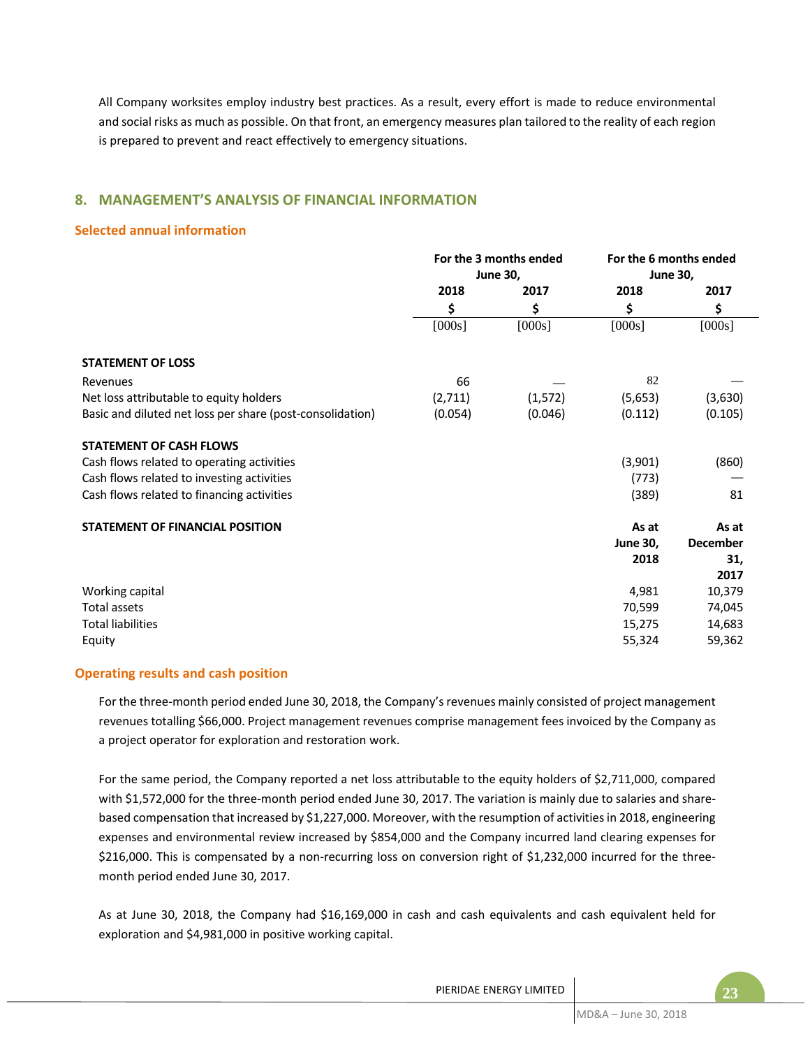All Company worksites employ industry best practices. As a result, every effort is made to reduce environmental and social risks as much as possible. On that front, an emergency measures plan tailored to the reality of each region is prepared to prevent and react effectively to emergency situations.

## 8. MANAGEMENT'S ANALYSIS OF FINANCIAL INFORMATION

### Selected annual information

| | For the 3 months ended June 30, | | For the 6 months ended June 30, | |
|---|---|---|---|---|
| | 2018 | 2017 | 2018 | 2017 |
| | $ | $ | $ | $ |
| | [000s] | [000s] | [000s] | [000s] |
| **STATEMENT OF LOSS** | | | | |
| Revenues | 66 | — | 82 | — |
| Net loss attributable to equity holders | (2,711) | (1,572) | (5,653) | (3,630) |
| Basic and diluted net loss per share (post-consolidation) | (0.054) | (0.046) | (0.112) | (0.105) |
| **STATEMENT OF CASH FLOWS** | | | | |
| Cash flows related to operating activities | | | (3,901) | (860) |
| Cash flows related to investing activities | | | (773) | — |
| Cash flows related to financing activities | | | (389) | 81 |
| **STATEMENT OF FINANCIAL POSITION** | | | **As at June 30, 2018** | **As at December 31, 2017** |
| Working capital | | | 4,981 | 10,379 |
| Total assets | | | 70,599 | 74,045 |
| Total liabilities | | | 15,275 | 14,683 |
| Equity | | | 55,324 | 59,362 |

### Operating results and cash position

For the three-month period ended June 30, 2018, the Company's revenues mainly consisted of project management revenues totalling $66,000. Project management revenues comprise management fees invoiced by the Company as a project operator for exploration and restoration work.

For the same period, the Company reported a net loss attributable to the equity holders of $2,711,000, compared with $1,572,000 for the three-month period ended June 30, 2017. The variation is mainly due to salaries and share-based compensation that increased by $1,227,000. Moreover, with the resumption of activities in 2018, engineering expenses and environmental review increased by $854,000 and the Company incurred land clearing expenses for $216,000. This is compensated by a non-recurring loss on conversion right of $1,232,000 incurred for the three-month period ended June 30, 2017.

As at June 30, 2018, the Company had $16,169,000 in cash and cash equivalents and cash equivalent held for exploration and $4,981,000 in positive working capital.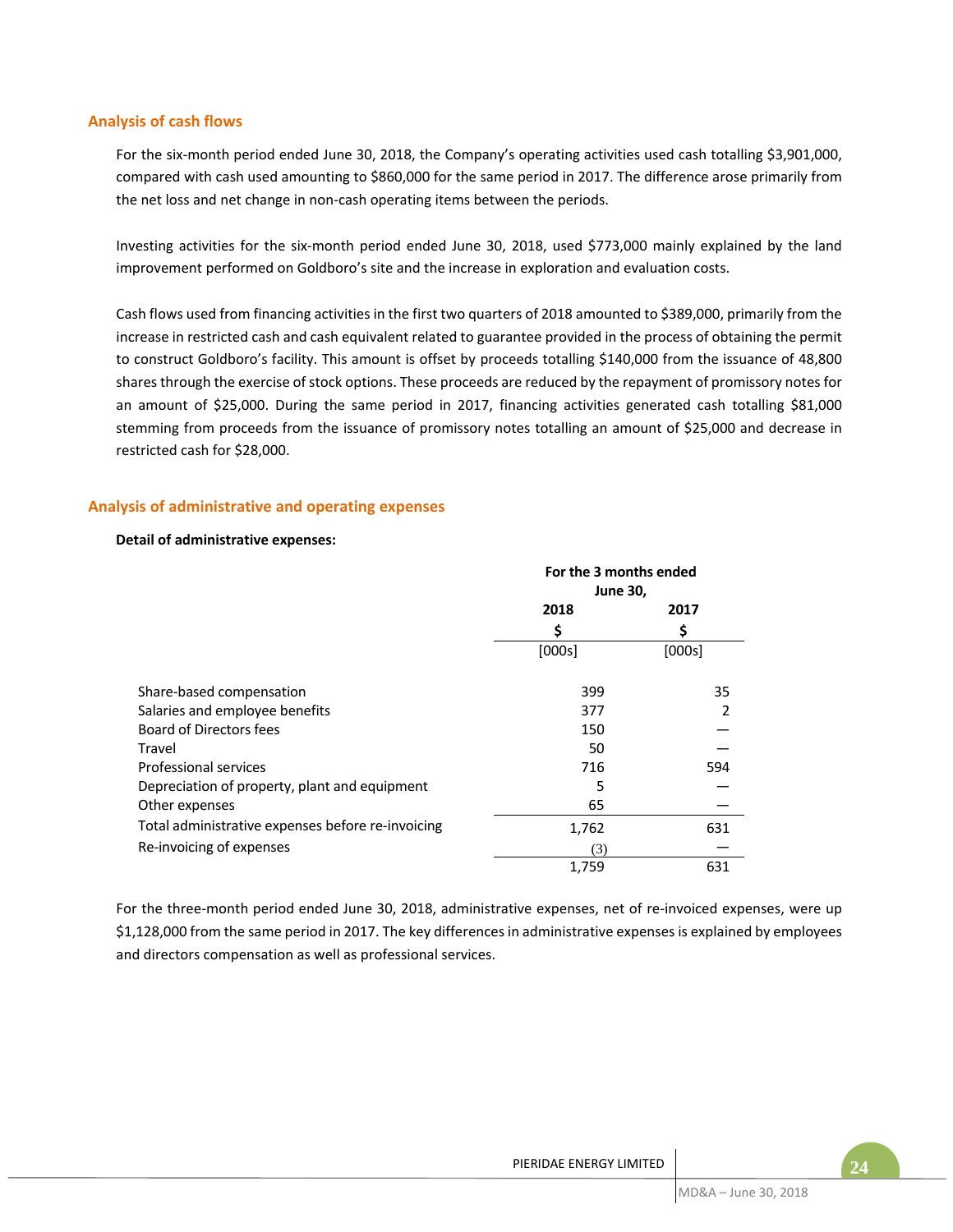## Analysis of cash flows

For the six-month period ended June 30, 2018, the Company's operating activities used cash totalling $3,901,000, compared with cash used amounting to $860,000 for the same period in 2017. The difference arose primarily from the net loss and net change in non-cash operating items between the periods.

Investing activities for the six-month period ended June 30, 2018, used $773,000 mainly explained by the land improvement performed on Goldboro's site and the increase in exploration and evaluation costs.

Cash flows used from financing activities in the first two quarters of 2018 amounted to $389,000, primarily from the increase in restricted cash and cash equivalent related to guarantee provided in the process of obtaining the permit to construct Goldboro's facility. This amount is offset by proceeds totalling $140,000 from the issuance of 48,800 shares through the exercise of stock options. These proceeds are reduced by the repayment of promissory notes for an amount of $25,000. During the same period in 2017, financing activities generated cash totalling $81,000 stemming from proceeds from the issuance of promissory notes totalling an amount of $25,000 and decrease in restricted cash for $28,000.

## Analysis of administrative and operating expenses

**Detail of administrative expenses:**

| | For the 3 months ended June 30, | |
|---|---|---|
| | **2018** | **2017** |
| | **$** | **$** |
| | [000s] | [000s] |
| Share-based compensation | 399 | 35 |
| Salaries and employee benefits | 377 | 2 |
| Board of Directors fees | 150 | — |
| Travel | 50 | — |
| Professional services | 716 | 594 |
| Depreciation of property, plant and equipment | 5 | — |
| Other expenses | 65 | — |
| Total administrative expenses before re-invoicing | 1,762 | 631 |
| Re-invoicing of expenses | (3) | — |
| | 1,759 | 631 |

For the three-month period ended June 30, 2018, administrative expenses, net of re-invoiced expenses, were up $1,128,000 from the same period in 2017. The key differences in administrative expenses is explained by employees and directors compensation as well as professional services.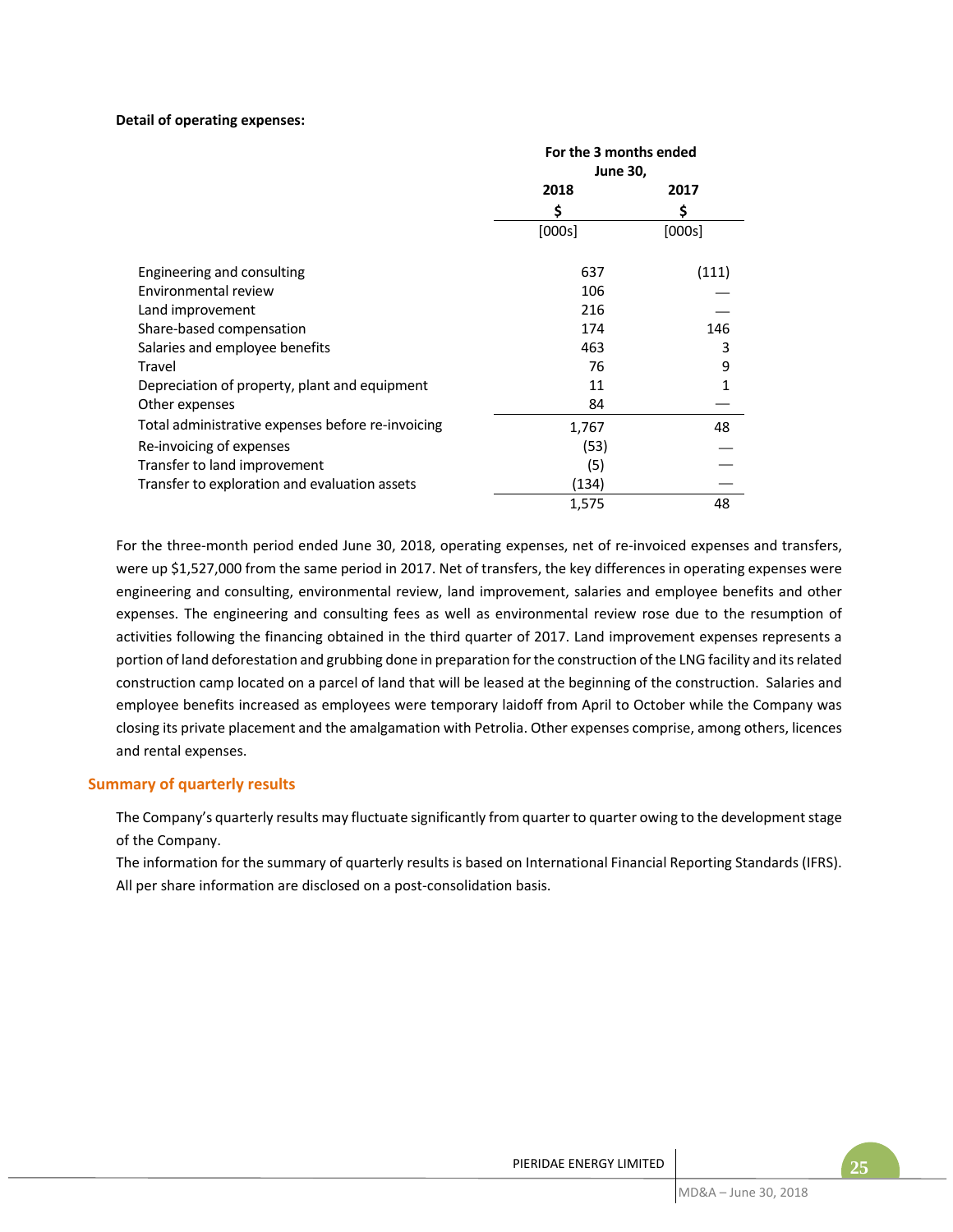**Detail of operating expenses:**

| | For the 3 months ended June 30, | |
|---|---|---|
| | 2018 | 2017 |
| | $ | $ |
| | [000s] | [000s] |
| Engineering and consulting | 637 | (111) |
| Environmental review | 106 | — |
| Land improvement | 216 | — |
| Share-based compensation | 174 | 146 |
| Salaries and employee benefits | 463 | 3 |
| Travel | 76 | 9 |
| Depreciation of property, plant and equipment | 11 | 1 |
| Other expenses | 84 | — |
| Total administrative expenses before re-invoicing | 1,767 | 48 |
| Re-invoicing of expenses | (53) | — |
| Transfer to land improvement | (5) | — |
| Transfer to exploration and evaluation assets | (134) | — |
| | 1,575 | 48 |

For the three-month period ended June 30, 2018, operating expenses, net of re-invoiced expenses and transfers, were up $1,527,000 from the same period in 2017. Net of transfers, the key differences in operating expenses were engineering and consulting, environmental review, land improvement, salaries and employee benefits and other expenses. The engineering and consulting fees as well as environmental review rose due to the resumption of activities following the financing obtained in the third quarter of 2017. Land improvement expenses represents a portion of land deforestation and grubbing done in preparation for the construction of the LNG facility and its related construction camp located on a parcel of land that will be leased at the beginning of the construction. Salaries and employee benefits increased as employees were temporary laidoff from April to October while the Company was closing its private placement and the amalgamation with Petrolia. Other expenses comprise, among others, licences and rental expenses.

## Summary of quarterly results

The Company's quarterly results may fluctuate significantly from quarter to quarter owing to the development stage of the Company.

The information for the summary of quarterly results is based on International Financial Reporting Standards (IFRS). All per share information are disclosed on a post-consolidation basis.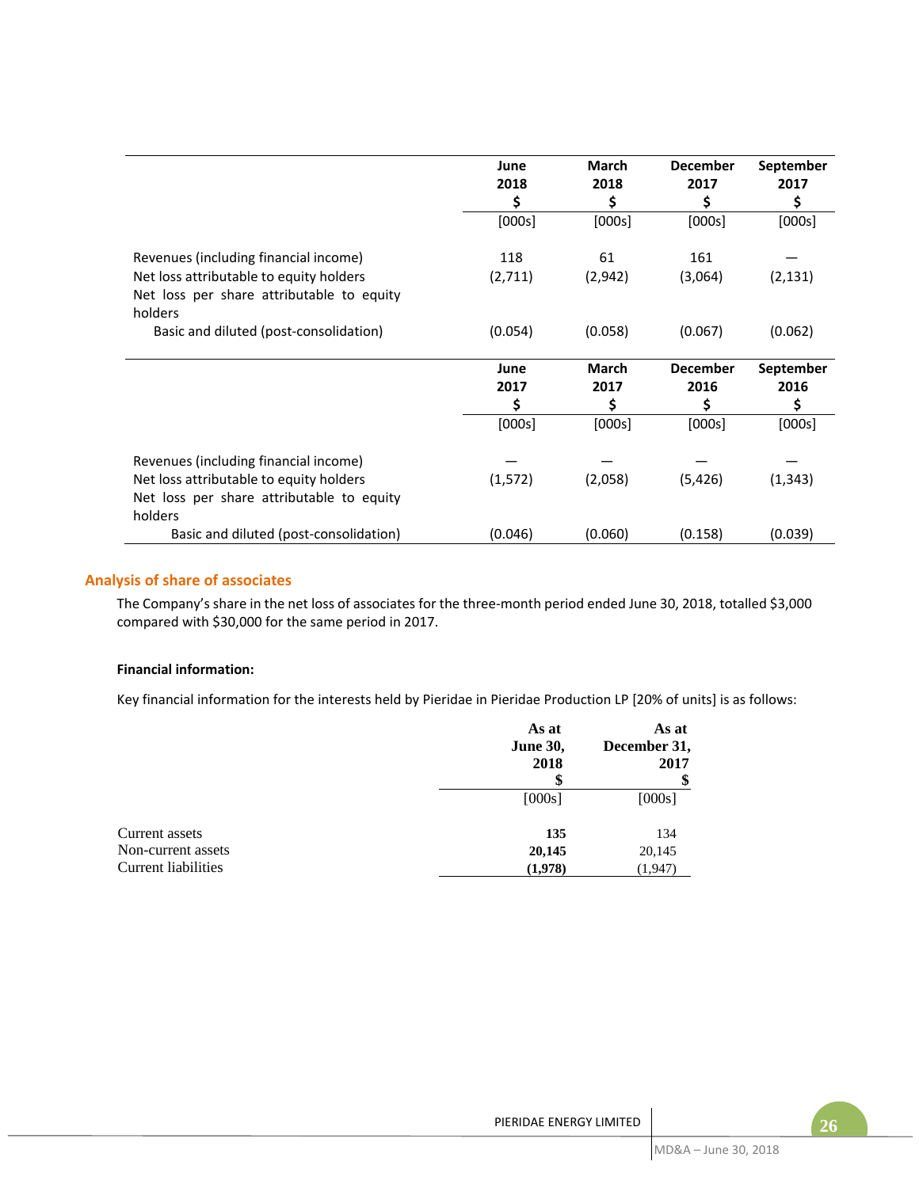| | June 2018 $ | March 2018 $ | December 2017 $ | September 2017 $ |
|---|---|---|---|---|
| | [000s] | [000s] | [000s] | [000s] |
| Revenues (including financial income) | 118 | 61 | 161 | — |
| Net loss attributable to equity holders | (2,711) | (2,942) | (3,064) | (2,131) |
| Net loss per share attributable to equity holders | | | | |
| Basic and diluted (post-consolidation) | (0.054) | (0.058) | (0.067) | (0.062) |

| | June 2017 $ | March 2017 $ | December 2016 $ | September 2016 $ |
|---|---|---|---|---|
| | [000s] | [000s] | [000s] | [000s] |
| Revenues (including financial income) | — | — | — | — |
| Net loss attributable to equity holders | (1,572) | (2,058) | (5,426) | (1,343) |
| Net loss per share attributable to equity holders | | | | |
| Basic and diluted (post-consolidation) | (0.046) | (0.060) | (0.158) | (0.039) |

## Analysis of share of associates

The Company's share in the net loss of associates for the three-month period ended June 30, 2018, totalled $3,000 compared with $30,000 for the same period in 2017.

**Financial information:**

Key financial information for the interests held by Pieridae in Pieridae Production LP [20% of units] is as follows:

| | As at June 30, 2018 $ | As at December 31, 2017 $ |
|---|---|---|
| | [000s] | [000s] |
| Current assets | **135** | 134 |
| Non-current assets | **20,145** | 20,145 |
| Current liabilities | **(1,978)** | (1,947) |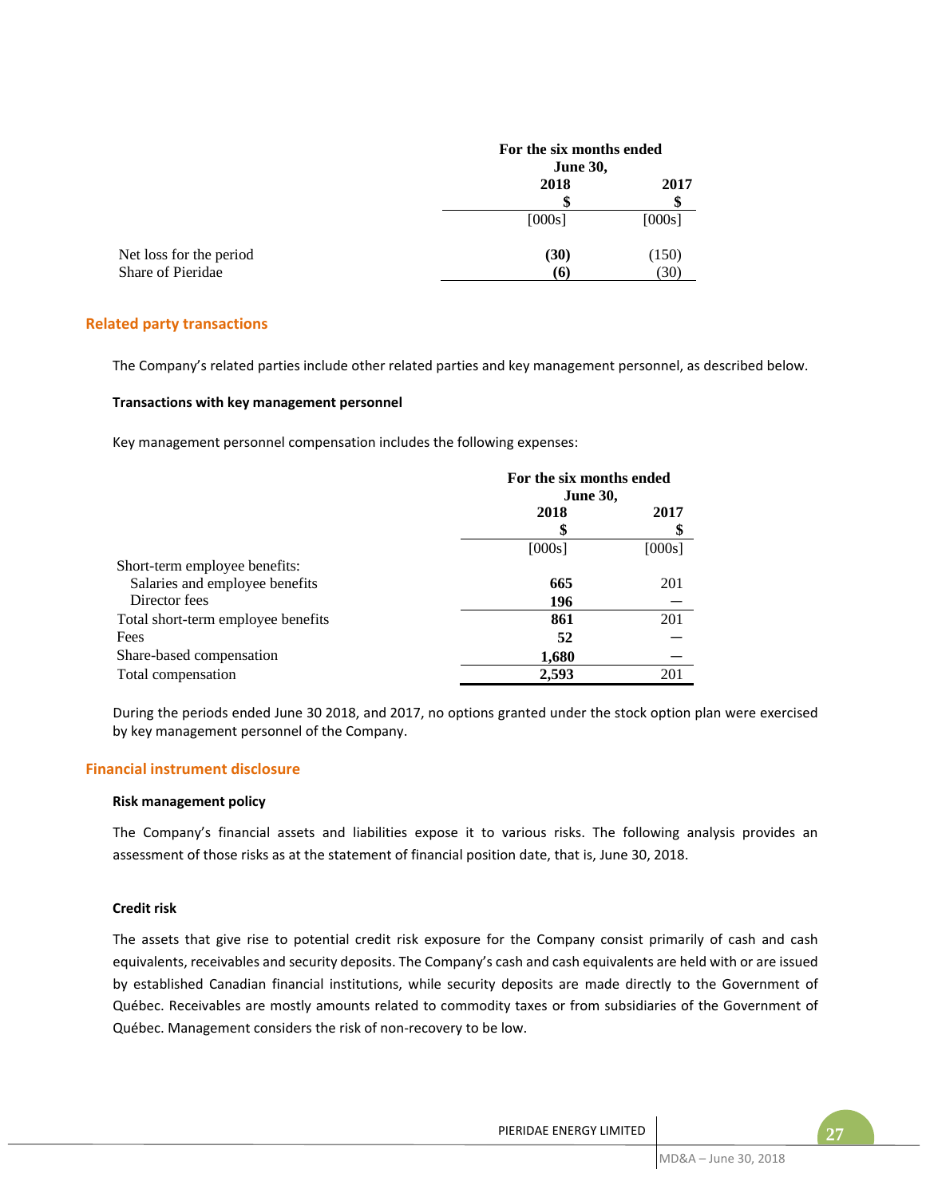| | For the six months ended June 30, | |
|---|---|---|
| | 2018 | 2017 |
| | $ | $ |
| | [000s] | [000s] |
| Net loss for the period | **(30)** | (150) |
| Share of Pieridae | **(6)** | (30) |

## Related party transactions

The Company's related parties include other related parties and key management personnel, as described below.

### Transactions with key management personnel

Key management personnel compensation includes the following expenses:

| | For the six months ended June 30, | |
|---|---|---|
| | 2018 | 2017 |
| | $ | $ |
| | [000s] | [000s] |
| Short-term employee benefits: | | |
| Salaries and employee benefits | **665** | 201 |
| Director fees | **196** | — |
| Total short-term employee benefits | **861** | 201 |
| Fees | **52** | — |
| Share-based compensation | **1,680** | — |
| Total compensation | **2,593** | 201 |

During the periods ended June 30 2018, and 2017, no options granted under the stock option plan were exercised by key management personnel of the Company.

## Financial instrument disclosure

### Risk management policy

The Company's financial assets and liabilities expose it to various risks. The following analysis provides an assessment of those risks as at the statement of financial position date, that is, June 30, 2018.

### Credit risk

The assets that give rise to potential credit risk exposure for the Company consist primarily of cash and cash equivalents, receivables and security deposits. The Company's cash and cash equivalents are held with or are issued by established Canadian financial institutions, while security deposits are made directly to the Government of Québec. Receivables are mostly amounts related to commodity taxes or from subsidiaries of the Government of Québec. Management considers the risk of non-recovery to be low.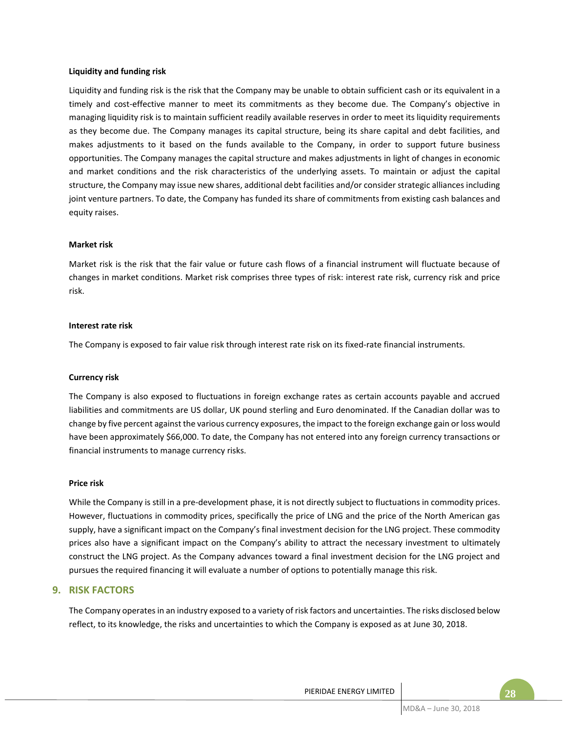#### Liquidity and funding risk

Liquidity and funding risk is the risk that the Company may be unable to obtain sufficient cash or its equivalent in a timely and cost-effective manner to meet its commitments as they become due. The Company's objective in managing liquidity risk is to maintain sufficient readily available reserves in order to meet its liquidity requirements as they become due. The Company manages its capital structure, being its share capital and debt facilities, and makes adjustments to it based on the funds available to the Company, in order to support future business opportunities. The Company manages the capital structure and makes adjustments in light of changes in economic and market conditions and the risk characteristics of the underlying assets. To maintain or adjust the capital structure, the Company may issue new shares, additional debt facilities and/or consider strategic alliances including joint venture partners. To date, the Company has funded its share of commitments from existing cash balances and equity raises.

#### Market risk

Market risk is the risk that the fair value or future cash flows of a financial instrument will fluctuate because of changes in market conditions. Market risk comprises three types of risk: interest rate risk, currency risk and price risk.

#### Interest rate risk

The Company is exposed to fair value risk through interest rate risk on its fixed-rate financial instruments.

#### Currency risk

The Company is also exposed to fluctuations in foreign exchange rates as certain accounts payable and accrued liabilities and commitments are US dollar, UK pound sterling and Euro denominated. If the Canadian dollar was to change by five percent against the various currency exposures, the impact to the foreign exchange gain or loss would have been approximately $66,000. To date, the Company has not entered into any foreign currency transactions or financial instruments to manage currency risks.

#### Price risk

While the Company is still in a pre-development phase, it is not directly subject to fluctuations in commodity prices. However, fluctuations in commodity prices, specifically the price of LNG and the price of the North American gas supply, have a significant impact on the Company's final investment decision for the LNG project. These commodity prices also have a significant impact on the Company's ability to attract the necessary investment to ultimately construct the LNG project. As the Company advances toward a final investment decision for the LNG project and pursues the required financing it will evaluate a number of options to potentially manage this risk.

## 9. RISK FACTORS

The Company operates in an industry exposed to a variety of risk factors and uncertainties. The risks disclosed below reflect, to its knowledge, the risks and uncertainties to which the Company is exposed as at June 30, 2018.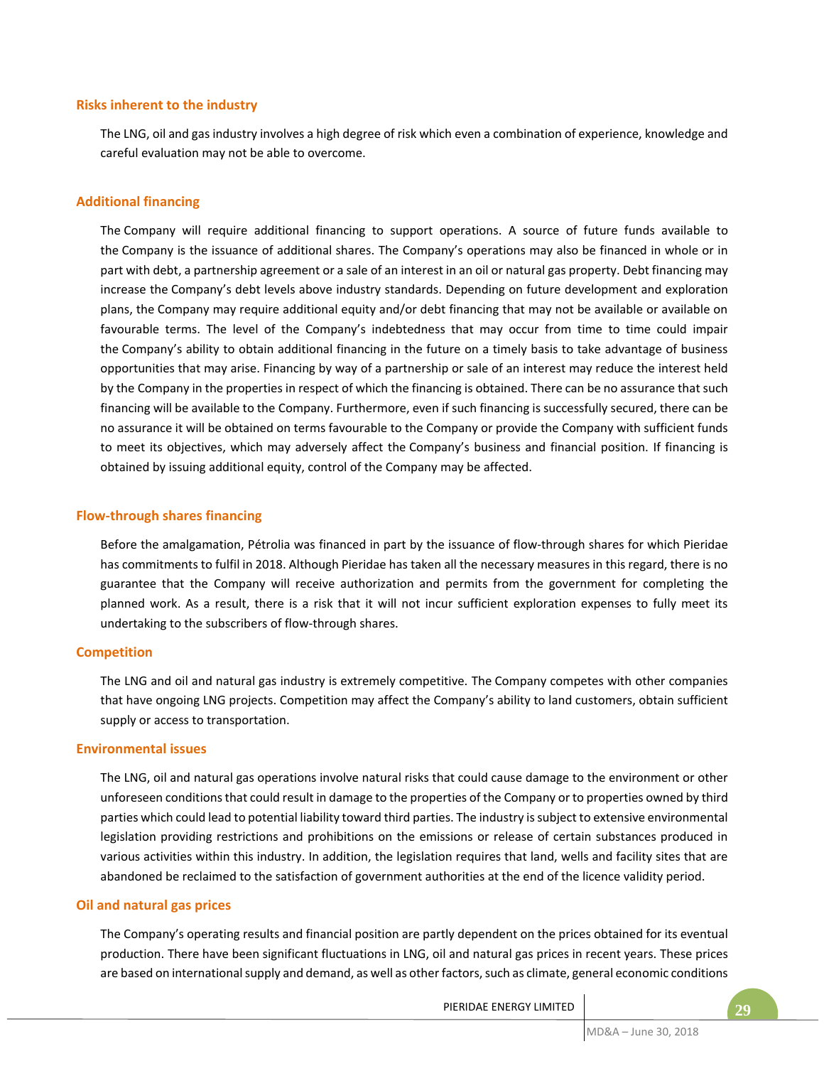### Risks inherent to the industry

The LNG, oil and gas industry involves a high degree of risk which even a combination of experience, knowledge and careful evaluation may not be able to overcome.

### Additional financing

The Company will require additional financing to support operations. A source of future funds available to the Company is the issuance of additional shares. The Company's operations may also be financed in whole or in part with debt, a partnership agreement or a sale of an interest in an oil or natural gas property. Debt financing may increase the Company's debt levels above industry standards. Depending on future development and exploration plans, the Company may require additional equity and/or debt financing that may not be available or available on favourable terms. The level of the Company's indebtedness that may occur from time to time could impair the Company's ability to obtain additional financing in the future on a timely basis to take advantage of business opportunities that may arise. Financing by way of a partnership or sale of an interest may reduce the interest held by the Company in the properties in respect of which the financing is obtained. There can be no assurance that such financing will be available to the Company. Furthermore, even if such financing is successfully secured, there can be no assurance it will be obtained on terms favourable to the Company or provide the Company with sufficient funds to meet its objectives, which may adversely affect the Company's business and financial position. If financing is obtained by issuing additional equity, control of the Company may be affected.

### Flow-through shares financing

Before the amalgamation, Pétrolia was financed in part by the issuance of flow-through shares for which Pieridae has commitments to fulfil in 2018. Although Pieridae has taken all the necessary measures in this regard, there is no guarantee that the Company will receive authorization and permits from the government for completing the planned work. As a result, there is a risk that it will not incur sufficient exploration expenses to fully meet its undertaking to the subscribers of flow-through shares.

### Competition

The LNG and oil and natural gas industry is extremely competitive. The Company competes with other companies that have ongoing LNG projects. Competition may affect the Company's ability to land customers, obtain sufficient supply or access to transportation.

### Environmental issues

The LNG, oil and natural gas operations involve natural risks that could cause damage to the environment or other unforeseen conditions that could result in damage to the properties of the Company or to properties owned by third parties which could lead to potential liability toward third parties. The industry is subject to extensive environmental legislation providing restrictions and prohibitions on the emissions or release of certain substances produced in various activities within this industry. In addition, the legislation requires that land, wells and facility sites that are abandoned be reclaimed to the satisfaction of government authorities at the end of the licence validity period.

### Oil and natural gas prices

The Company's operating results and financial position are partly dependent on the prices obtained for its eventual production. There have been significant fluctuations in LNG, oil and natural gas prices in recent years. These prices are based on international supply and demand, as well as other factors, such as climate, general economic conditions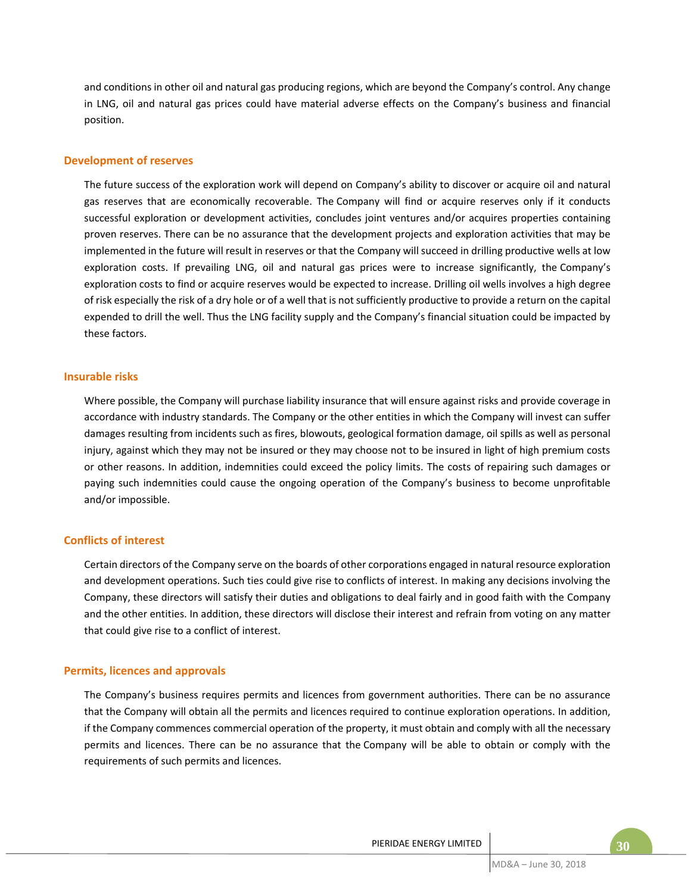and conditions in other oil and natural gas producing regions, which are beyond the Company's control. Any change in LNG, oil and natural gas prices could have material adverse effects on the Company's business and financial position.

## Development of reserves

The future success of the exploration work will depend on Company's ability to discover or acquire oil and natural gas reserves that are economically recoverable. The Company will find or acquire reserves only if it conducts successful exploration or development activities, concludes joint ventures and/or acquires properties containing proven reserves. There can be no assurance that the development projects and exploration activities that may be implemented in the future will result in reserves or that the Company will succeed in drilling productive wells at low exploration costs. If prevailing LNG, oil and natural gas prices were to increase significantly, the Company's exploration costs to find or acquire reserves would be expected to increase. Drilling oil wells involves a high degree of risk especially the risk of a dry hole or of a well that is not sufficiently productive to provide a return on the capital expended to drill the well. Thus the LNG facility supply and the Company's financial situation could be impacted by these factors.

## Insurable risks

Where possible, the Company will purchase liability insurance that will ensure against risks and provide coverage in accordance with industry standards. The Company or the other entities in which the Company will invest can suffer damages resulting from incidents such as fires, blowouts, geological formation damage, oil spills as well as personal injury, against which they may not be insured or they may choose not to be insured in light of high premium costs or other reasons. In addition, indemnities could exceed the policy limits. The costs of repairing such damages or paying such indemnities could cause the ongoing operation of the Company's business to become unprofitable and/or impossible.

## Conflicts of interest

Certain directors of the Company serve on the boards of other corporations engaged in natural resource exploration and development operations. Such ties could give rise to conflicts of interest. In making any decisions involving the Company, these directors will satisfy their duties and obligations to deal fairly and in good faith with the Company and the other entities. In addition, these directors will disclose their interest and refrain from voting on any matter that could give rise to a conflict of interest.

## Permits, licences and approvals

The Company's business requires permits and licences from government authorities. There can be no assurance that the Company will obtain all the permits and licences required to continue exploration operations. In addition, if the Company commences commercial operation of the property, it must obtain and comply with all the necessary permits and licences. There can be no assurance that the Company will be able to obtain or comply with the requirements of such permits and licences.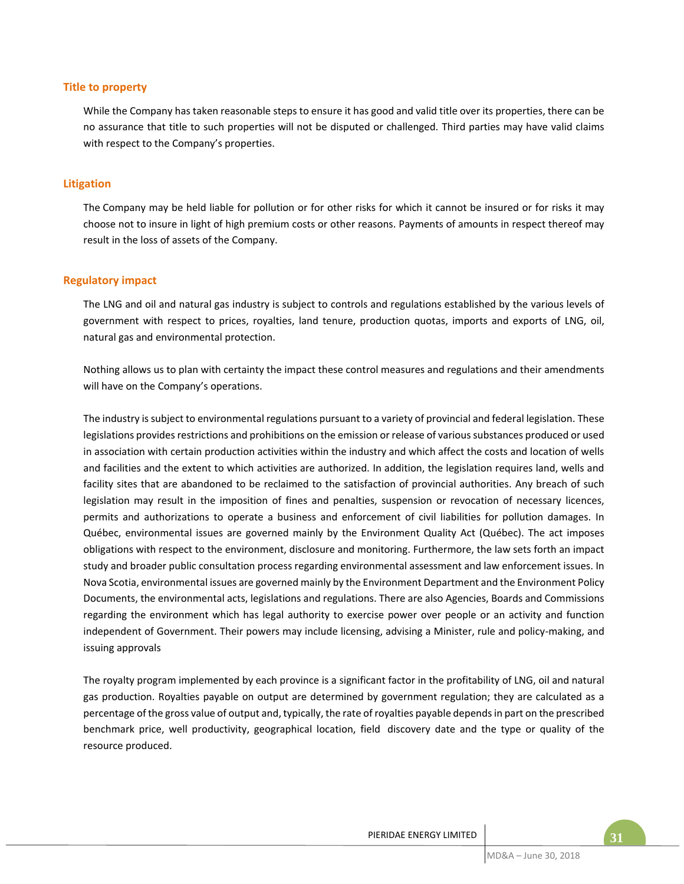### Title to property

While the Company has taken reasonable steps to ensure it has good and valid title over its properties, there can be no assurance that title to such properties will not be disputed or challenged. Third parties may have valid claims with respect to the Company's properties.

### Litigation

The Company may be held liable for pollution or for other risks for which it cannot be insured or for risks it may choose not to insure in light of high premium costs or other reasons. Payments of amounts in respect thereof may result in the loss of assets of the Company.

### Regulatory impact

The LNG and oil and natural gas industry is subject to controls and regulations established by the various levels of government with respect to prices, royalties, land tenure, production quotas, imports and exports of LNG, oil, natural gas and environmental protection.

Nothing allows us to plan with certainty the impact these control measures and regulations and their amendments will have on the Company's operations.

The industry is subject to environmental regulations pursuant to a variety of provincial and federal legislation. These legislations provides restrictions and prohibitions on the emission or release of various substances produced or used in association with certain production activities within the industry and which affect the costs and location of wells and facilities and the extent to which activities are authorized. In addition, the legislation requires land, wells and facility sites that are abandoned to be reclaimed to the satisfaction of provincial authorities. Any breach of such legislation may result in the imposition of fines and penalties, suspension or revocation of necessary licences, permits and authorizations to operate a business and enforcement of civil liabilities for pollution damages. In Québec, environmental issues are governed mainly by the Environment Quality Act (Québec). The act imposes obligations with respect to the environment, disclosure and monitoring. Furthermore, the law sets forth an impact study and broader public consultation process regarding environmental assessment and law enforcement issues. In Nova Scotia, environmental issues are governed mainly by the Environment Department and the Environment Policy Documents, the environmental acts, legislations and regulations. There are also Agencies, Boards and Commissions regarding the environment which has legal authority to exercise power over people or an activity and function independent of Government. Their powers may include licensing, advising a Minister, rule and policy-making, and issuing approvals

The royalty program implemented by each province is a significant factor in the profitability of LNG, oil and natural gas production. Royalties payable on output are determined by government regulation; they are calculated as a percentage of the gross value of output and, typically, the rate of royalties payable depends in part on the prescribed benchmark price, well productivity, geographical location, field discovery date and the type or quality of the resource produced.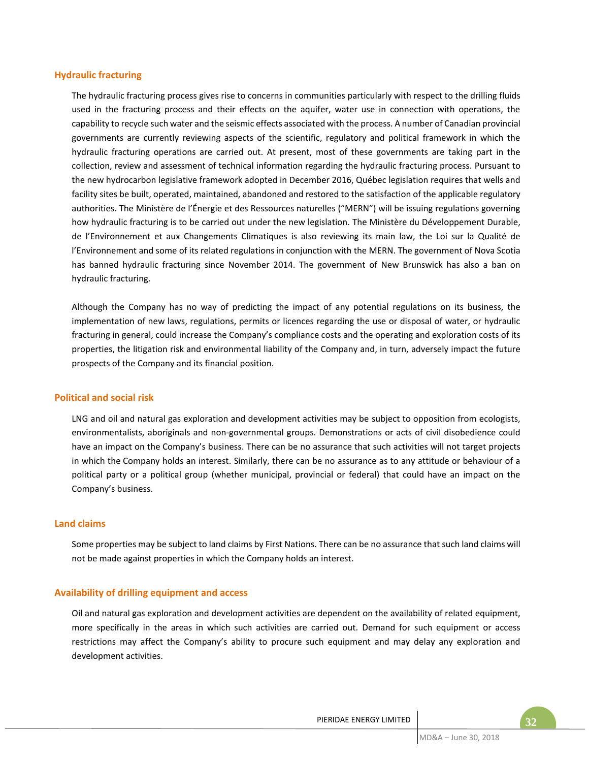### Hydraulic fracturing

The hydraulic fracturing process gives rise to concerns in communities particularly with respect to the drilling fluids used in the fracturing process and their effects on the aquifer, water use in connection with operations, the capability to recycle such water and the seismic effects associated with the process. A number of Canadian provincial governments are currently reviewing aspects of the scientific, regulatory and political framework in which the hydraulic fracturing operations are carried out. At present, most of these governments are taking part in the collection, review and assessment of technical information regarding the hydraulic fracturing process. Pursuant to the new hydrocarbon legislative framework adopted in December 2016, Québec legislation requires that wells and facility sites be built, operated, maintained, abandoned and restored to the satisfaction of the applicable regulatory authorities. The Ministère de l'Énergie et des Ressources naturelles ("MERN") will be issuing regulations governing how hydraulic fracturing is to be carried out under the new legislation. The Ministère du Développement Durable, de l'Environnement et aux Changements Climatiques is also reviewing its main law, the Loi sur la Qualité de l'Environnement and some of its related regulations in conjunction with the MERN. The government of Nova Scotia has banned hydraulic fracturing since November 2014. The government of New Brunswick has also a ban on hydraulic fracturing.

Although the Company has no way of predicting the impact of any potential regulations on its business, the implementation of new laws, regulations, permits or licences regarding the use or disposal of water, or hydraulic fracturing in general, could increase the Company's compliance costs and the operating and exploration costs of its properties, the litigation risk and environmental liability of the Company and, in turn, adversely impact the future prospects of the Company and its financial position.

### Political and social risk

LNG and oil and natural gas exploration and development activities may be subject to opposition from ecologists, environmentalists, aboriginals and non-governmental groups. Demonstrations or acts of civil disobedience could have an impact on the Company's business. There can be no assurance that such activities will not target projects in which the Company holds an interest. Similarly, there can be no assurance as to any attitude or behaviour of a political party or a political group (whether municipal, provincial or federal) that could have an impact on the Company's business.

### Land claims

Some properties may be subject to land claims by First Nations. There can be no assurance that such land claims will not be made against properties in which the Company holds an interest.

### Availability of drilling equipment and access

Oil and natural gas exploration and development activities are dependent on the availability of related equipment, more specifically in the areas in which such activities are carried out. Demand for such equipment or access restrictions may affect the Company's ability to procure such equipment and may delay any exploration and development activities.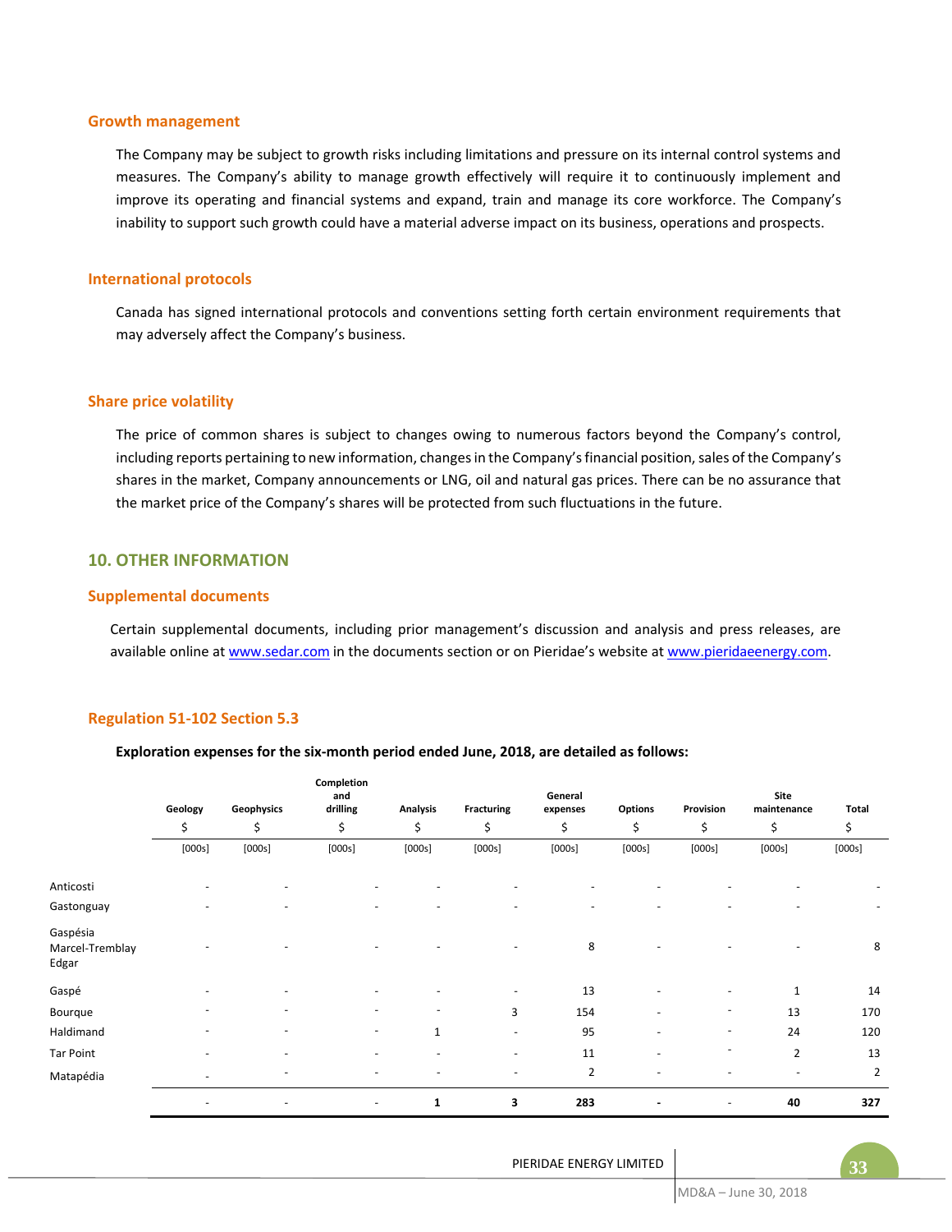### Growth management

The Company may be subject to growth risks including limitations and pressure on its internal control systems and measures. The Company's ability to manage growth effectively will require it to continuously implement and improve its operating and financial systems and expand, train and manage its core workforce. The Company's inability to support such growth could have a material adverse impact on its business, operations and prospects.

### International protocols

Canada has signed international protocols and conventions setting forth certain environment requirements that may adversely affect the Company's business.

### Share price volatility

The price of common shares is subject to changes owing to numerous factors beyond the Company's control, including reports pertaining to new information, changes in the Company's financial position, sales of the Company's shares in the market, Company announcements or LNG, oil and natural gas prices. There can be no assurance that the market price of the Company's shares will be protected from such fluctuations in the future.

## 10. OTHER INFORMATION

### Supplemental documents

Certain supplemental documents, including prior management's discussion and analysis and press releases, are available online at www.sedar.com in the documents section or on Pieridae's website at www.pieridaeenergy.com.

### Regulation 51-102 Section 5.3

**Exploration expenses for the six-month period ended June, 2018, are detailed as follows:**

| | Geology | Geophysics | Completion and drilling | Analysis | Fracturing | General expenses | Options | Provision | Site maintenance | Total |
|---|---|---|---|---|---|---|---|---|---|---|
| | $ | $ | $ | $ | $ | $ | $ | $ | $ | $ |
| | [000s] | [000s] | [000s] | [000s] | [000s] | [000s] | [000s] | [000s] | [000s] | [000s] |
| Anticosti | - | - | - | - | - | - | - | - | - | - |
| Gastonguay | - | - | - | - | - | - | - | - | - | - |
| Gaspésia Marcel-Tremblay Edgar | - | - | - | - | - | 8 | - | - | - | 8 |
| Gaspé | - | - | - | - | - | 13 | - | - | 1 | 14 |
| Bourque | - | - | - | - | 3 | 154 | - | - | 13 | 170 |
| Haldimand | - | - | - | 1 | - | 95 | - | - | 24 | 120 |
| Tar Point | - | - | - | - | - | 11 | - | - | 2 | 13 |
| Matapédia | - | - | - | - | - | 2 | - | - | - | 2 |
| | - | - | - | **1** | **3** | **283** | **-** | - | **40** | **327** |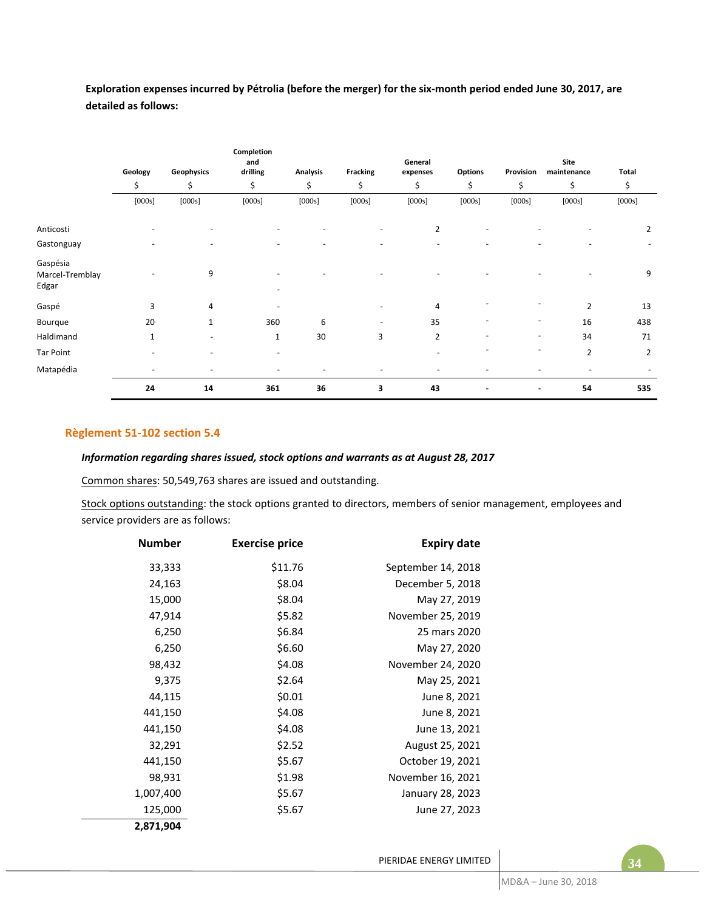**Exploration expenses incurred by Pétrolia (before the merger) for the six-month period ended June 30, 2017, are detailed as follows:**

| | Geology | Geophysics | Completion and drilling | Analysis | Fracking | General expenses | Options | Provision | Site maintenance | Total |
|---|---|---|---|---|---|---|---|---|---|---|
| | $ | $ | $ | $ | $ | $ | $ | $ | $ | $ |
| | [000s] | [000s] | [000s] | [000s] | [000s] | [000s] | [000s] | [000s] | [000s] | [000s] |
| Anticosti | - | - | - | - | - | 2 | - | - | - | 2 |
| Gastonguay | - | - | - | - | - | - | - | - | - | - |
| Gaspésia Marcel-Tremblay Edgar | - | 9 | - | - | - | - | - | - | - | 9 |
| Gaspé | 3 | 4 | - | | - | 4 | - | - | 2 | 13 |
| Bourque | 20 | 1 | 360 | 6 | - | 35 | - | - | 16 | 438 |
| Haldimand | 1 | - | 1 | 30 | 3 | 2 | - | - | 34 | 71 |
| Tar Point | - | - | - | | | - | - | - | 2 | 2 |
| Matapédia | - | - | - | - | - | - | - | - | - | - |
| | **24** | **14** | **361** | **36** | **3** | **43** | **-** | **-** | **54** | **535** |

## Règlement 51-102 section 5.4

***Information regarding shares issued, stock options and warrants as at August 28, 2017***

Common shares: 50,549,763 shares are issued and outstanding.

Stock options outstanding: the stock options granted to directors, members of senior management, employees and service providers are as follows:

| Number | Exercise price | Expiry date |
|---|---|---|
| 33,333 | $11.76 | September 14, 2018 |
| 24,163 | $8.04 | December 5, 2018 |
| 15,000 | $8.04 | May 27, 2019 |
| 47,914 | $5.82 | November 25, 2019 |
| 6,250 | $6.84 | 25 mars 2020 |
| 6,250 | $6.60 | May 27, 2020 |
| 98,432 | $4.08 | November 24, 2020 |
| 9,375 | $2.64 | May 25, 2021 |
| 44,115 | $0.01 | June 8, 2021 |
| 441,150 | $4.08 | June 8, 2021 |
| 441,150 | $4.08 | June 13, 2021 |
| 32,291 | $2.52 | August 25, 2021 |
| 441,150 | $5.67 | October 19, 2021 |
| 98,931 | $1.98 | November 16, 2021 |
| 1,007,400 | $5.67 | January 28, 2023 |
| 125,000 | $5.67 | June 27, 2023 |
| **2,871,904** | | |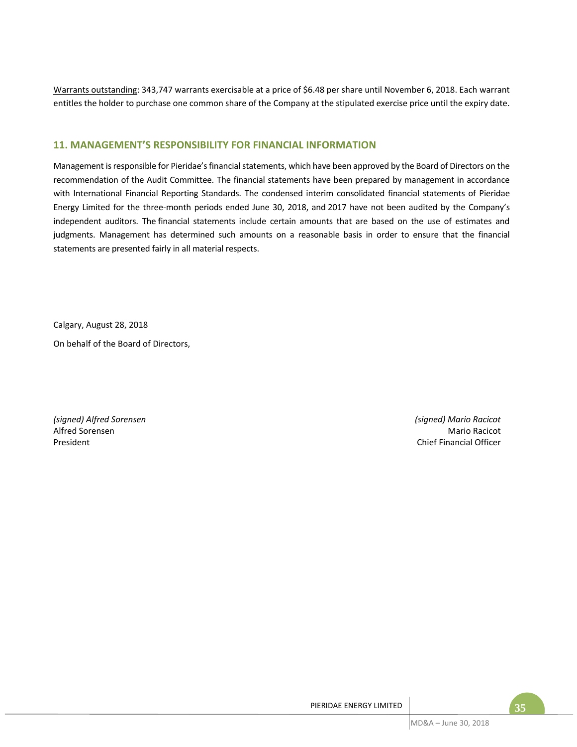<u>Warrants outstanding</u>: 343,747 warrants exercisable at a price of $6.48 per share until November 6, 2018. Each warrant entitles the holder to purchase one common share of the Company at the stipulated exercise price until the expiry date.

## 11. MANAGEMENT'S RESPONSIBILITY FOR FINANCIAL INFORMATION

Management is responsible for Pieridae's financial statements, which have been approved by the Board of Directors on the recommendation of the Audit Committee. The financial statements have been prepared by management in accordance with International Financial Reporting Standards. The condensed interim consolidated financial statements of Pieridae Energy Limited for the three-month periods ended June 30, 2018, and 2017 have not been audited by the Company's independent auditors. The financial statements include certain amounts that are based on the use of estimates and judgments. Management has determined such amounts on a reasonable basis in order to ensure that the financial statements are presented fairly in all material respects.

Calgary, August 28, 2018

On behalf of the Board of Directors,

*(signed) Alfred Sorensen*
Alfred Sorensen
President

*(signed) Mario Racicot*
Mario Racicot
Chief Financial Officer